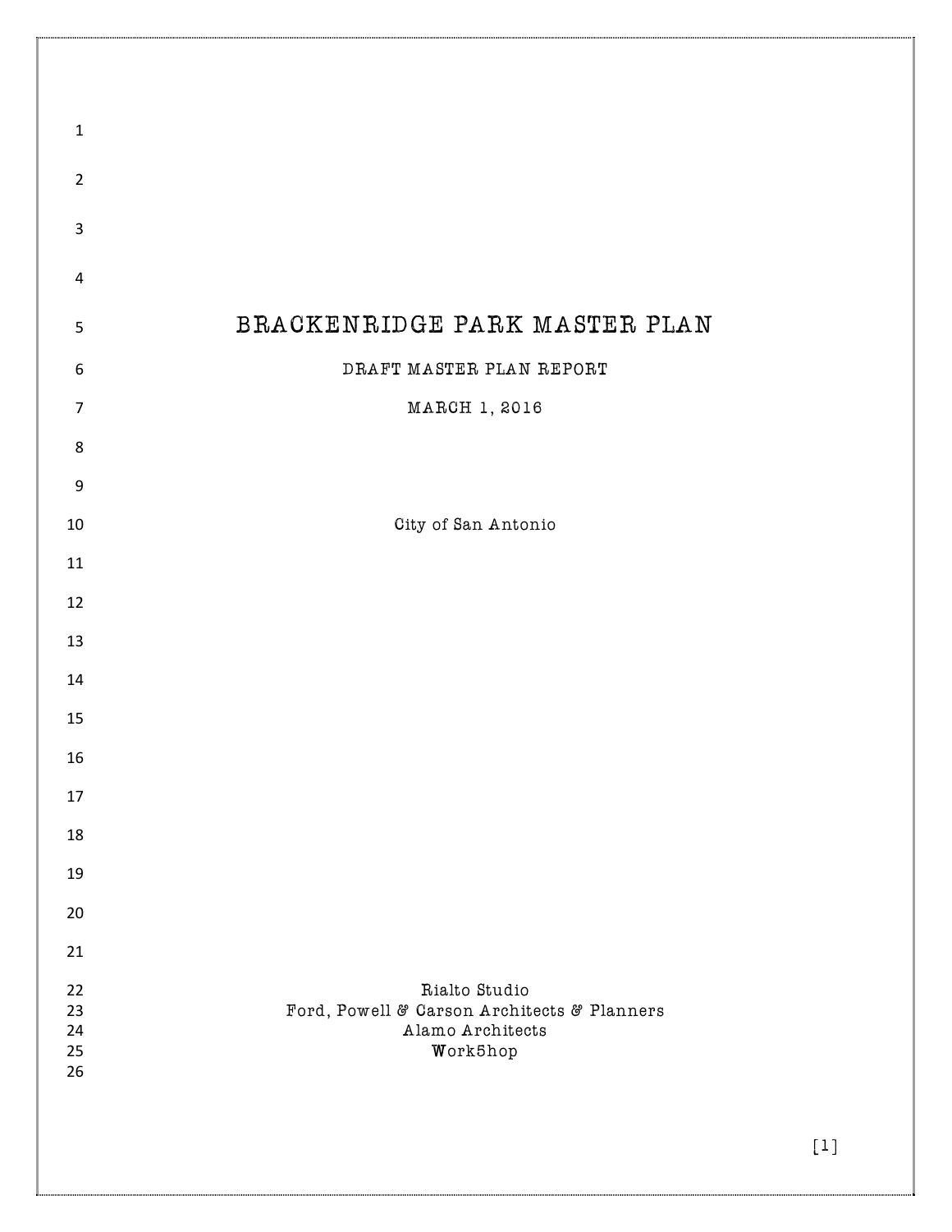# BRACKENRIDGE PARK MASTER PLAN

DRAFT MASTER PLAN REPORT

MARCH 1, 2016

City of San Antonio

Rialto Studio
Ford, Powell & Carson Architects & Planners
Alamo Architects
Work5hop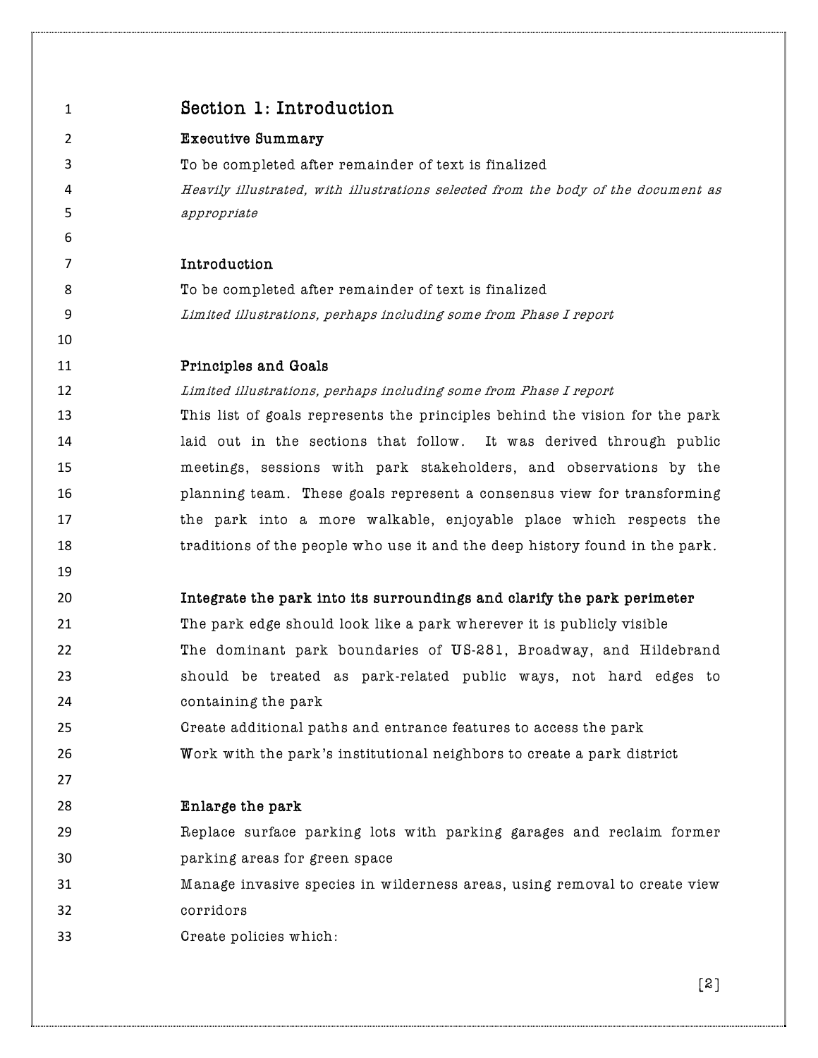# Section 1: Introduction

## Executive Summary

To be completed after remainder of text is finalized

*Heavily illustrated, with illustrations selected from the body of the document as appropriate*

## Introduction

To be completed after remainder of text is finalized

*Limited illustrations, perhaps including some from Phase I report*

## Principles and Goals

*Limited illustrations, perhaps including some from Phase I report*

This list of goals represents the principles behind the vision for the park laid out in the sections that follow. It was derived through public meetings, sessions with park stakeholders, and observations by the planning team. These goals represent a consensus view for transforming the park into a more walkable, enjoyable place which respects the traditions of the people who use it and the deep history found in the park.

### Integrate the park into its surroundings and clarify the park perimeter

The park edge should look like a park wherever it is publicly visible

The dominant park boundaries of US-281, Broadway, and Hildebrand should be treated as park-related public ways, not hard edges to containing the park

Create additional paths and entrance features to access the park

Work with the park's institutional neighbors to create a park district

### Enlarge the park

Replace surface parking lots with parking garages and reclaim former parking areas for green space

Manage invasive species in wilderness areas, using removal to create view corridors

Create policies which: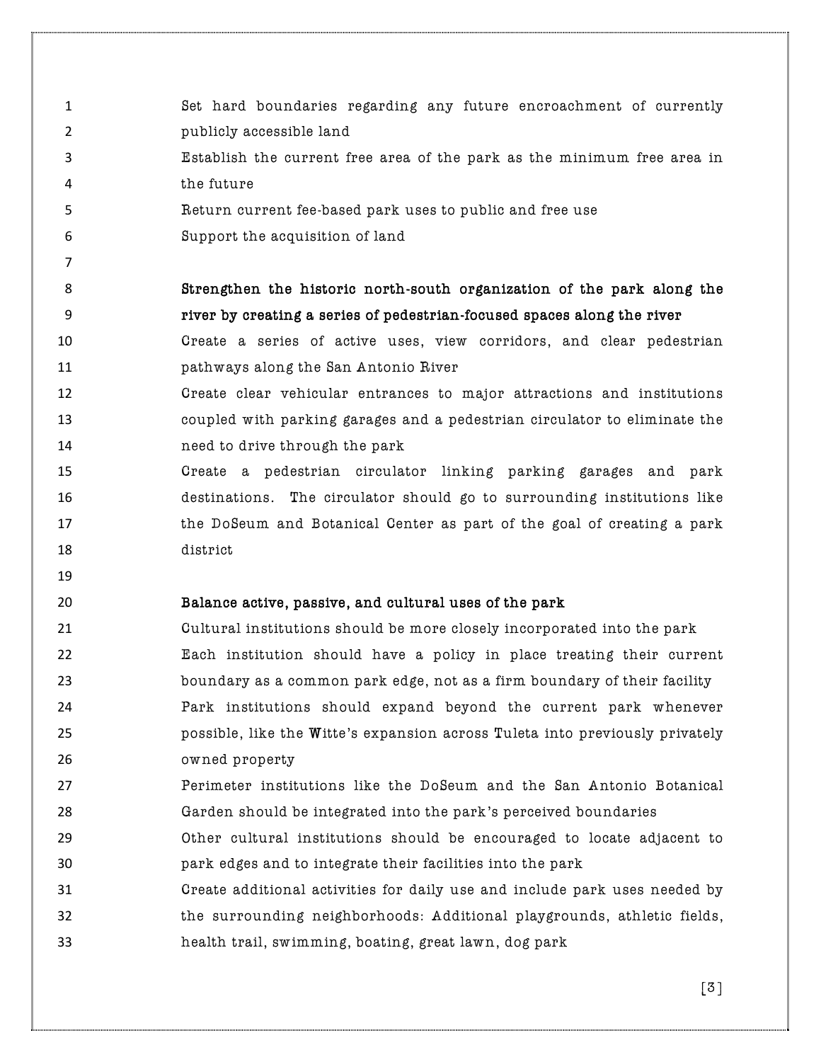Set hard boundaries regarding any future encroachment of currently publicly accessible land

Establish the current free area of the park as the minimum free area in the future

Return current fee-based park uses to public and free use

Support the acquisition of land

**Strengthen the historic north-south organization of the park along the river by creating a series of pedestrian-focused spaces along the river**

Create a series of active uses, view corridors, and clear pedestrian pathways along the San Antonio River

Create clear vehicular entrances to major attractions and institutions coupled with parking garages and a pedestrian circulator to eliminate the need to drive through the park

Create a pedestrian circulator linking parking garages and park destinations. The circulator should go to surrounding institutions like the DoSeum and Botanical Center as part of the goal of creating a park district

**Balance active, passive, and cultural uses of the park**

Cultural institutions should be more closely incorporated into the park

Each institution should have a policy in place treating their current boundary as a common park edge, not as a firm boundary of their facility

Park institutions should expand beyond the current park whenever possible, like the Witte's expansion across Tuleta into previously privately owned property

Perimeter institutions like the DoSeum and the San Antonio Botanical Garden should be integrated into the park's perceived boundaries

Other cultural institutions should be encouraged to locate adjacent to park edges and to integrate their facilities into the park

Create additional activities for daily use and include park uses needed by the surrounding neighborhoods: Additional playgrounds, athletic fields, health trail, swimming, boating, great lawn, dog park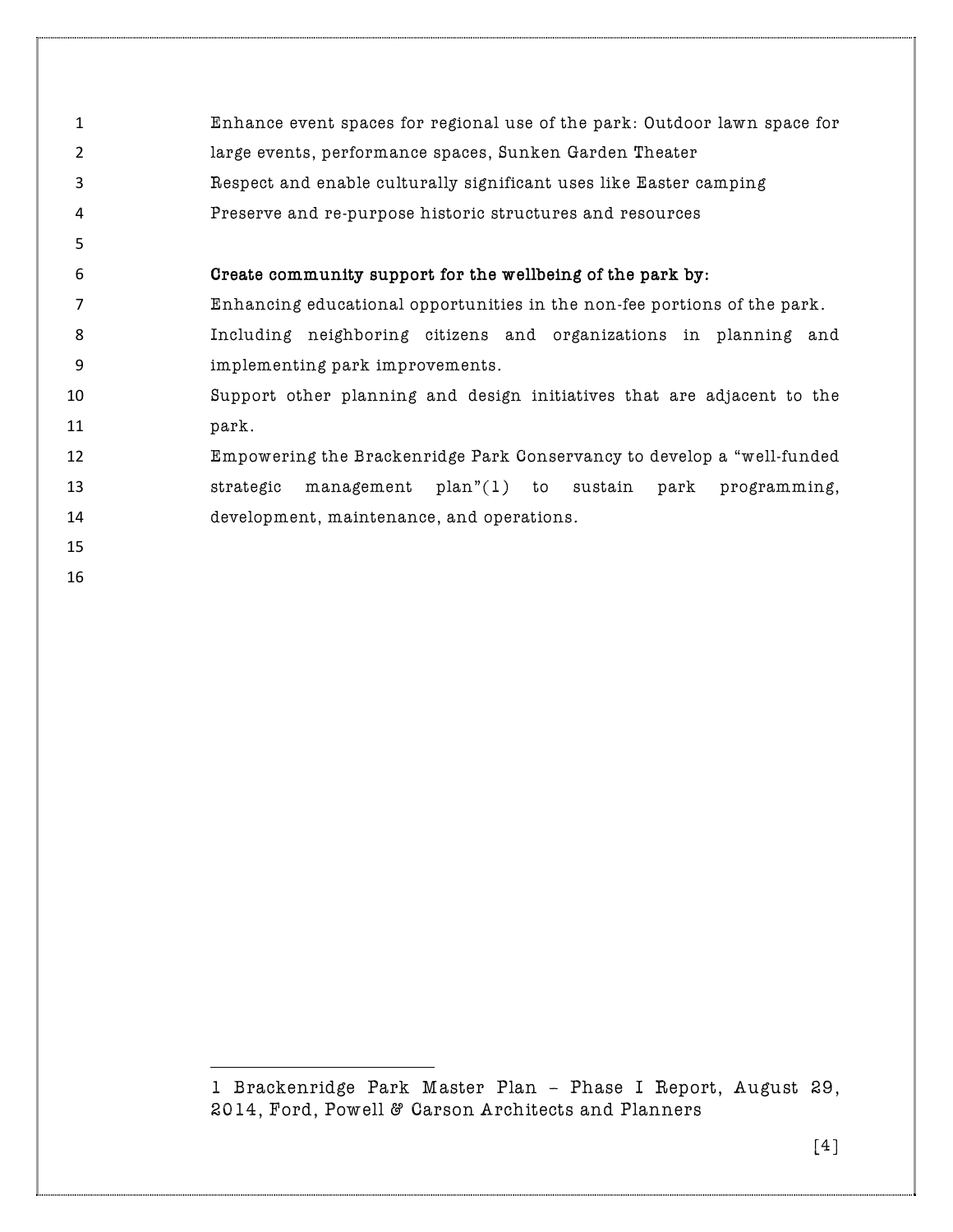Enhance event spaces for regional use of the park: Outdoor lawn space for large events, performance spaces, Sunken Garden Theater

Respect and enable culturally significant uses like Easter camping

Preserve and re-purpose historic structures and resources

**Create community support for the wellbeing of the park by:**

Enhancing educational opportunities in the non-fee portions of the park.

Including neighboring citizens and organizations in planning and implementing park improvements.

Support other planning and design initiatives that are adjacent to the park.

Empowering the Brackenridge Park Conservancy to develop a "well-funded strategic management plan"(1) to sustain park programming, development, maintenance, and operations.

---

1 Brackenridge Park Master Plan – Phase I Report, August 29, 2014, Ford, Powell & Carson Architects and Planners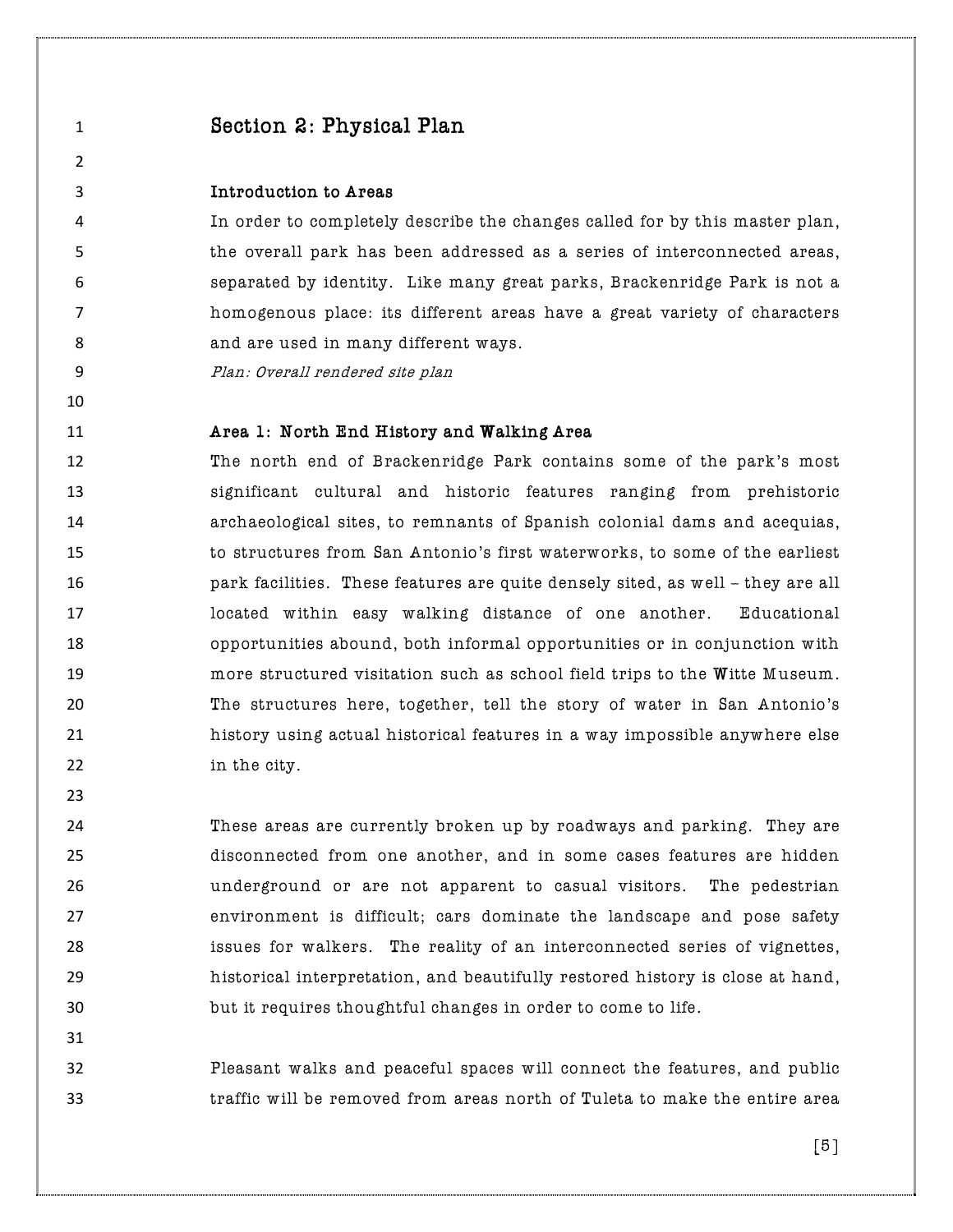# Section 2: Physical Plan

### Introduction to Areas

In order to completely describe the changes called for by this master plan, the overall park has been addressed as a series of interconnected areas, separated by identity. Like many great parks, Brackenridge Park is not a homogenous place: its different areas have a great variety of characters and are used in many different ways.

*Plan: Overall rendered site plan*

### Area 1: North End History and Walking Area

The north end of Brackenridge Park contains some of the park's most significant cultural and historic features ranging from prehistoric archaeological sites, to remnants of Spanish colonial dams and acequias, to structures from San Antonio's first waterworks, to some of the earliest park facilities. These features are quite densely sited, as well – they are all located within easy walking distance of one another. Educational opportunities abound, both informal opportunities or in conjunction with more structured visitation such as school field trips to the Witte Museum. The structures here, together, tell the story of water in San Antonio's history using actual historical features in a way impossible anywhere else in the city.

These areas are currently broken up by roadways and parking. They are disconnected from one another, and in some cases features are hidden underground or are not apparent to casual visitors. The pedestrian environment is difficult; cars dominate the landscape and pose safety issues for walkers. The reality of an interconnected series of vignettes, historical interpretation, and beautifully restored history is close at hand, but it requires thoughtful changes in order to come to life.

Pleasant walks and peaceful spaces will connect the features, and public traffic will be removed from areas north of Tuleta to make the entire area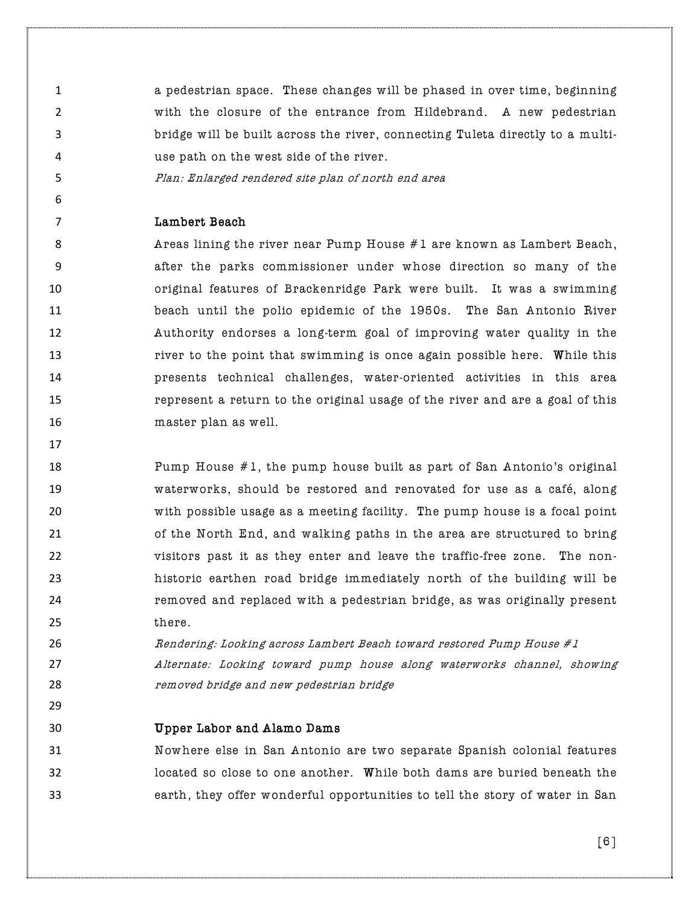a pedestrian space. These changes will be phased in over time, beginning with the closure of the entrance from Hildebrand. A new pedestrian bridge will be built across the river, connecting Tuleta directly to a multi-use path on the west side of the river.

*Plan: Enlarged rendered site plan of north end area*

**Lambert Beach**

Areas lining the river near Pump House #1 are known as Lambert Beach, after the parks commissioner under whose direction so many of the original features of Brackenridge Park were built. It was a swimming beach until the polio epidemic of the 1950s. The San Antonio River Authority endorses a long-term goal of improving water quality in the river to the point that swimming is once again possible here. While this presents technical challenges, water-oriented activities in this area represent a return to the original usage of the river and are a goal of this master plan as well.

Pump House #1, the pump house built as part of San Antonio's original waterworks, should be restored and renovated for use as a café, along with possible usage as a meeting facility. The pump house is a focal point of the North End, and walking paths in the area are structured to bring visitors past it as they enter and leave the traffic-free zone. The non-historic earthen road bridge immediately north of the building will be removed and replaced with a pedestrian bridge, as was originally present there.

*Rendering: Looking across Lambert Beach toward restored Pump House #1*
*Alternate: Looking toward pump house along waterworks channel, showing removed bridge and new pedestrian bridge*

**Upper Labor and Alamo Dams**

Nowhere else in San Antonio are two separate Spanish colonial features located so close to one another. While both dams are buried beneath the earth, they offer wonderful opportunities to tell the story of water in San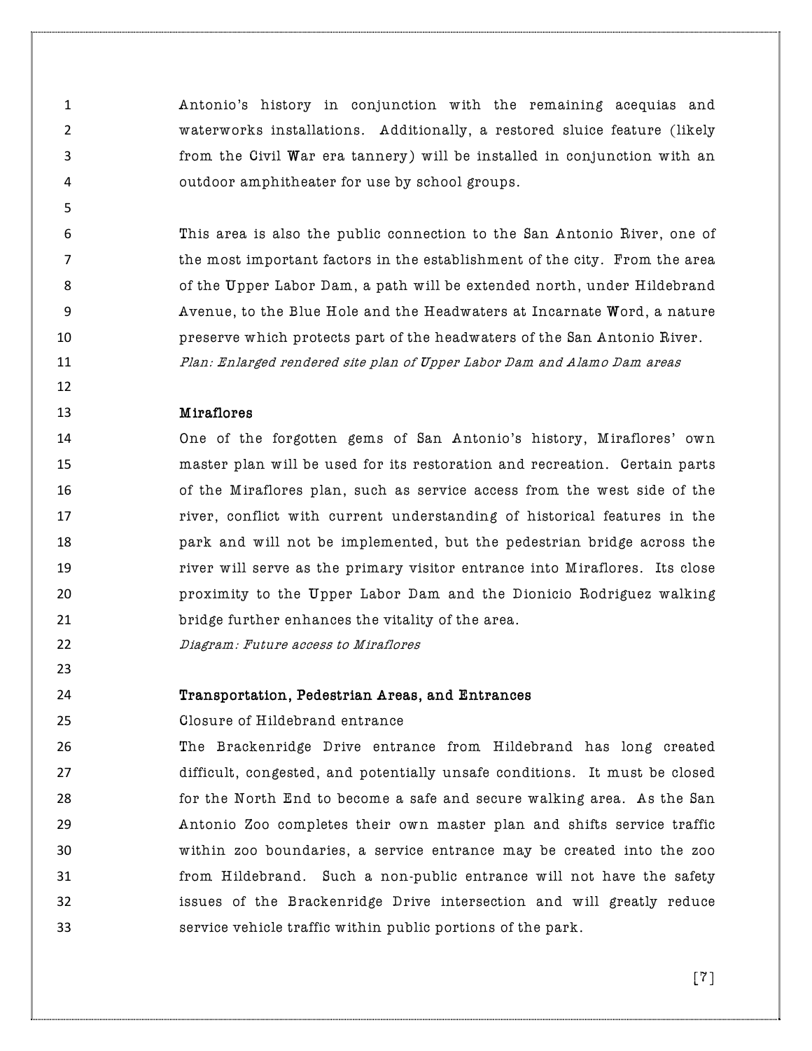Antonio's history in conjunction with the remaining acequias and waterworks installations. Additionally, a restored sluice feature (likely from the Civil War era tannery) will be installed in conjunction with an outdoor amphitheater for use by school groups.

This area is also the public connection to the San Antonio River, one of the most important factors in the establishment of the city. From the area of the Upper Labor Dam, a path will be extended north, under Hildebrand Avenue, to the Blue Hole and the Headwaters at Incarnate Word, a nature preserve which protects part of the headwaters of the San Antonio River.

*Plan: Enlarged rendered site plan of Upper Labor Dam and Alamo Dam areas*

### Miraflores

One of the forgotten gems of San Antonio's history, Miraflores' own master plan will be used for its restoration and recreation. Certain parts of the Miraflores plan, such as service access from the west side of the river, conflict with current understanding of historical features in the park and will not be implemented, but the pedestrian bridge across the river will serve as the primary visitor entrance into Miraflores. Its close proximity to the Upper Labor Dam and the Dionicio Rodriguez walking bridge further enhances the vitality of the area.

*Diagram: Future access to Miraflores*

### Transportation, Pedestrian Areas, and Entrances

Closure of Hildebrand entrance

The Brackenridge Drive entrance from Hildebrand has long created difficult, congested, and potentially unsafe conditions. It must be closed for the North End to become a safe and secure walking area. As the San Antonio Zoo completes their own master plan and shifts service traffic within zoo boundaries, a service entrance may be created into the zoo from Hildebrand. Such a non-public entrance will not have the safety issues of the Brackenridge Drive intersection and will greatly reduce service vehicle traffic within public portions of the park.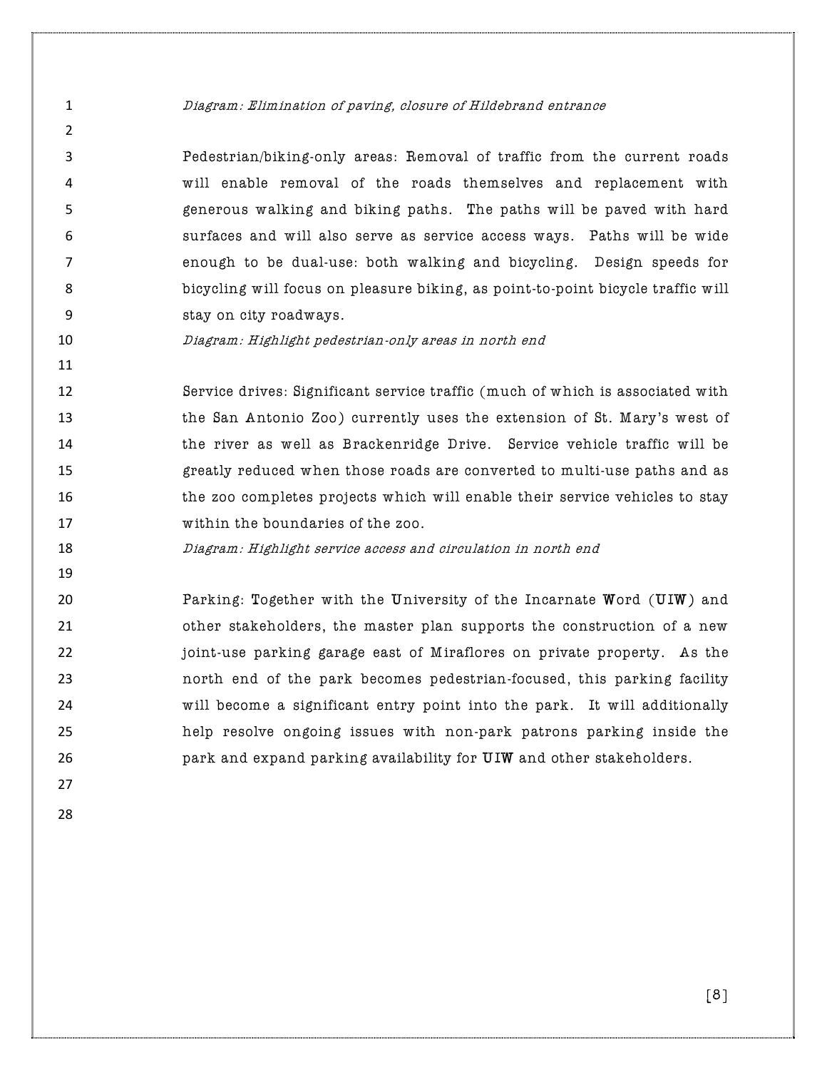*Diagram: Elimination of paving, closure of Hildebrand entrance*

Pedestrian/biking-only areas: Removal of traffic from the current roads will enable removal of the roads themselves and replacement with generous walking and biking paths. The paths will be paved with hard surfaces and will also serve as service access ways. Paths will be wide enough to be dual-use: both walking and bicycling. Design speeds for bicycling will focus on pleasure biking, as point-to-point bicycle traffic will stay on city roadways.

*Diagram: Highlight pedestrian-only areas in north end*

Service drives: Significant service traffic (much of which is associated with the San Antonio Zoo) currently uses the extension of St. Mary's west of the river as well as Brackenridge Drive. Service vehicle traffic will be greatly reduced when those roads are converted to multi-use paths and as the zoo completes projects which will enable their service vehicles to stay within the boundaries of the zoo.

*Diagram: Highlight service access and circulation in north end*

Parking: Together with the University of the Incarnate Word (UIW) and other stakeholders, the master plan supports the construction of a new joint-use parking garage east of Miraflores on private property. As the north end of the park becomes pedestrian-focused, this parking facility will become a significant entry point into the park. It will additionally help resolve ongoing issues with non-park patrons parking inside the park and expand parking availability for UIW and other stakeholders.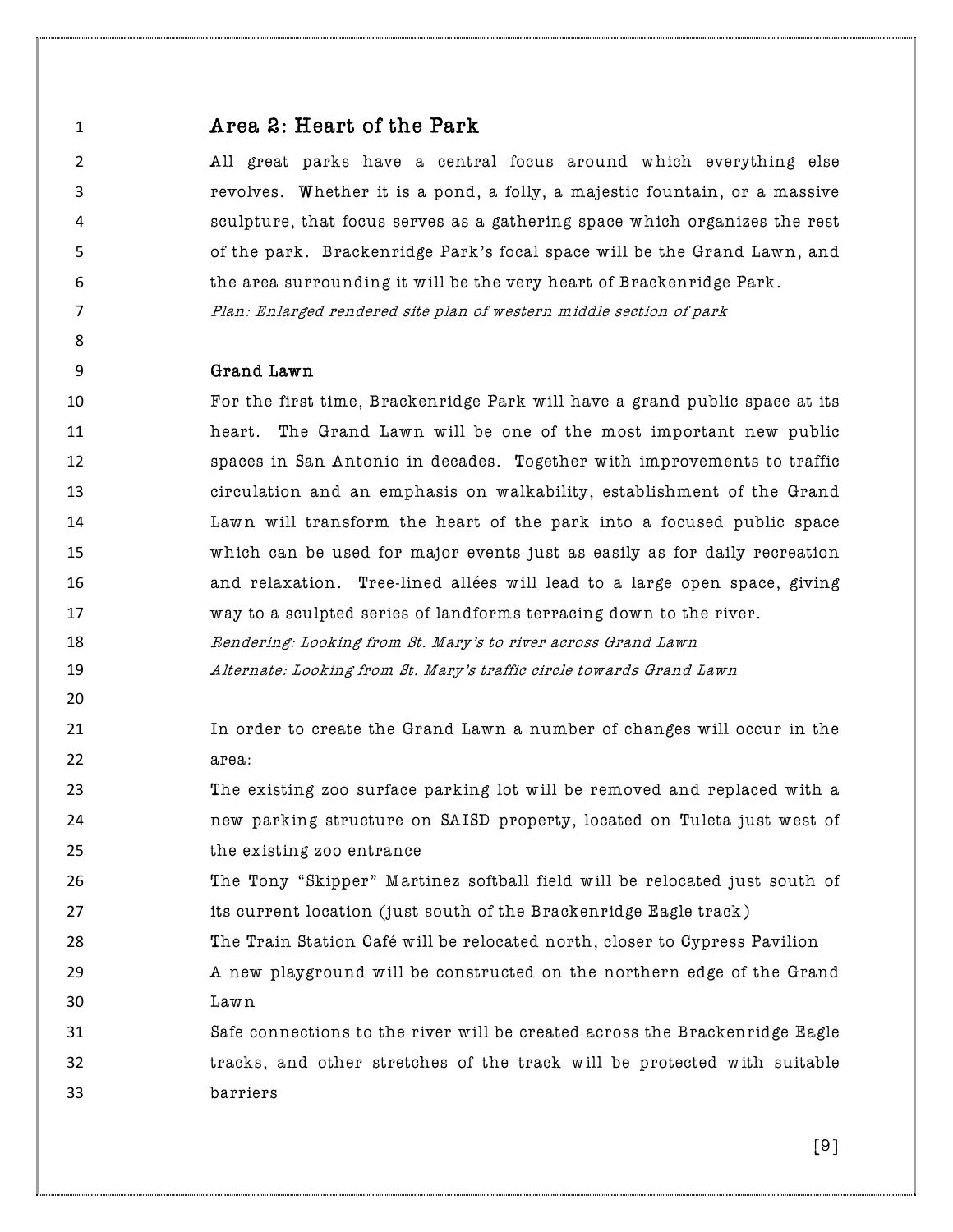## Area 2: Heart of the Park

All great parks have a central focus around which everything else revolves. Whether it is a pond, a folly, a majestic fountain, or a massive sculpture, that focus serves as a gathering space which organizes the rest of the park. Brackenridge Park's focal space will be the Grand Lawn, and the area surrounding it will be the very heart of Brackenridge Park.

*Plan: Enlarged rendered site plan of western middle section of park*

### Grand Lawn

For the first time, Brackenridge Park will have a grand public space at its heart. The Grand Lawn will be one of the most important new public spaces in San Antonio in decades. Together with improvements to traffic circulation and an emphasis on walkability, establishment of the Grand Lawn will transform the heart of the park into a focused public space which can be used for major events just as easily as for daily recreation and relaxation. Tree-lined allées will lead to a large open space, giving way to a sculpted series of landforms terracing down to the river.

*Rendering: Looking from St. Mary's to river across Grand Lawn*

*Alternate: Looking from St. Mary's traffic circle towards Grand Lawn*

In order to create the Grand Lawn a number of changes will occur in the area:

The existing zoo surface parking lot will be removed and replaced with a new parking structure on SAISD property, located on Tuleta just west of the existing zoo entrance

The Tony "Skipper" Martinez softball field will be relocated just south of its current location (just south of the Brackenridge Eagle track)

The Train Station Café will be relocated north, closer to Cypress Pavilion

A new playground will be constructed on the northern edge of the Grand Lawn

Safe connections to the river will be created across the Brackenridge Eagle tracks, and other stretches of the track will be protected with suitable barriers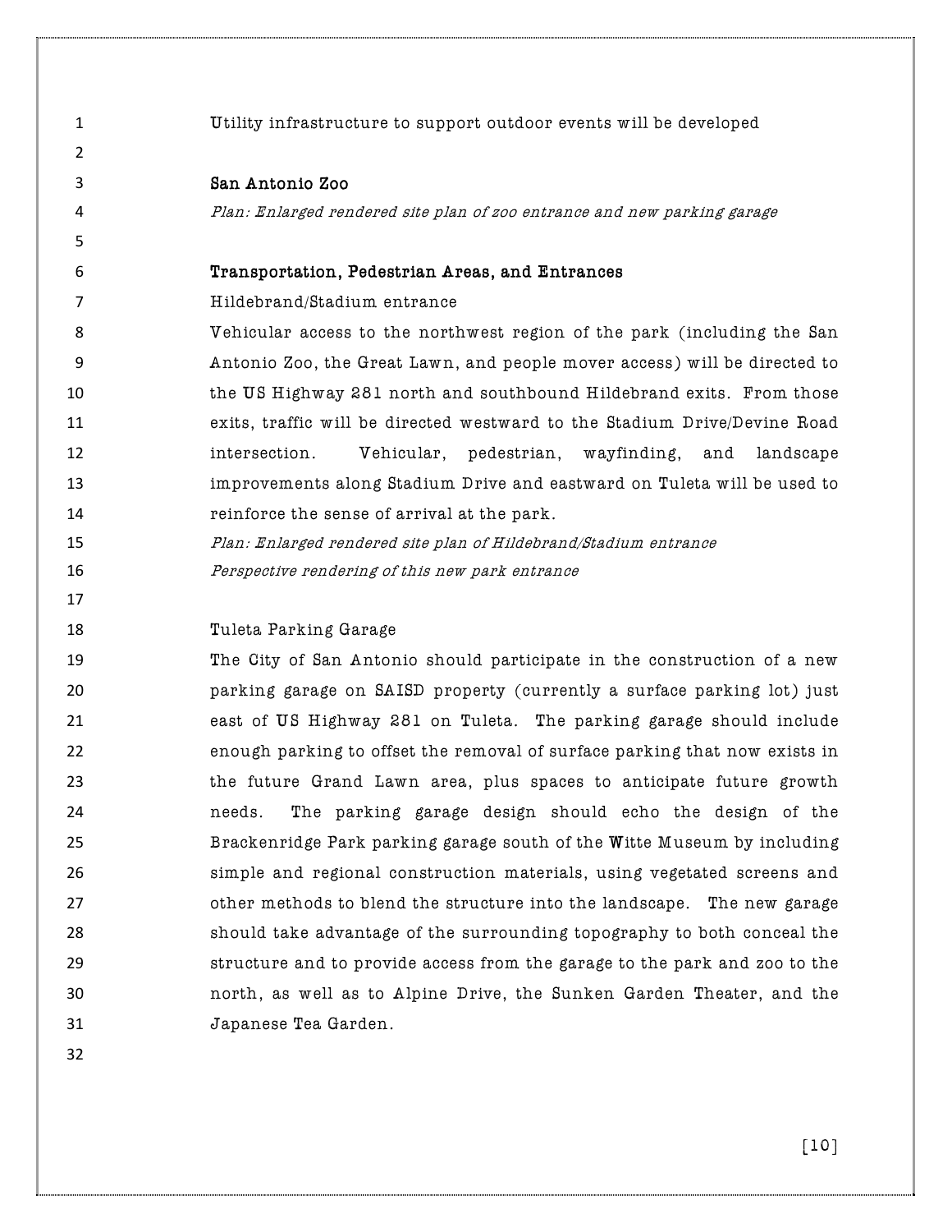Utility infrastructure to support outdoor events will be developed

**San Antonio Zoo**

*Plan: Enlarged rendered site plan of zoo entrance and new parking garage*

**Transportation, Pedestrian Areas, and Entrances**

Hildebrand/Stadium entrance

Vehicular access to the northwest region of the park (including the San Antonio Zoo, the Great Lawn, and people mover access) will be directed to the US Highway 281 north and southbound Hildebrand exits. From those exits, traffic will be directed westward to the Stadium Drive/Devine Road intersection. Vehicular, pedestrian, wayfinding, and landscape improvements along Stadium Drive and eastward on Tuleta will be used to reinforce the sense of arrival at the park.

*Plan: Enlarged rendered site plan of Hildebrand/Stadium entrance*

*Perspective rendering of this new park entrance*

Tuleta Parking Garage

The City of San Antonio should participate in the construction of a new parking garage on SAISD property (currently a surface parking lot) just east of US Highway 281 on Tuleta. The parking garage should include enough parking to offset the removal of surface parking that now exists in the future Grand Lawn area, plus spaces to anticipate future growth needs. The parking garage design should echo the design of the Brackenridge Park parking garage south of the Witte Museum by including simple and regional construction materials, using vegetated screens and other methods to blend the structure into the landscape. The new garage should take advantage of the surrounding topography to both conceal the structure and to provide access from the garage to the park and zoo to the north, as well as to Alpine Drive, the Sunken Garden Theater, and the Japanese Tea Garden.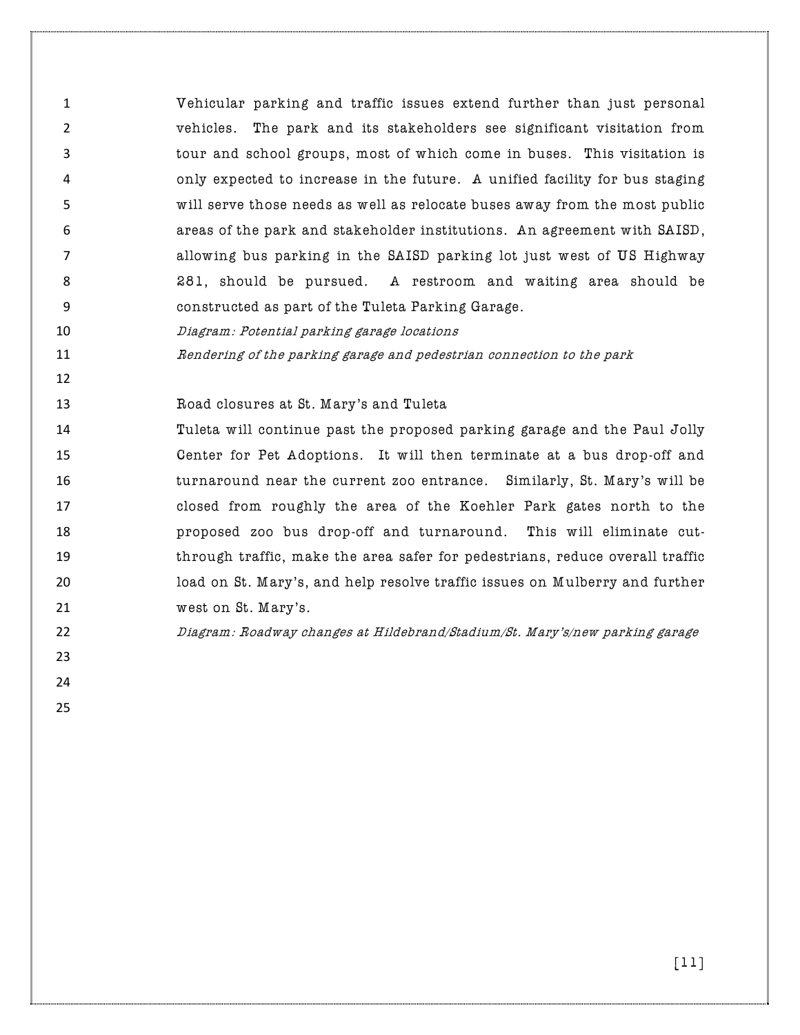Vehicular parking and traffic issues extend further than just personal vehicles. The park and its stakeholders see significant visitation from tour and school groups, most of which come in buses. This visitation is only expected to increase in the future. A unified facility for bus staging will serve those needs as well as relocate buses away from the most public areas of the park and stakeholder institutions. An agreement with SAISD, allowing bus parking in the SAISD parking lot just west of US Highway 281, should be pursued. A restroom and waiting area should be constructed as part of the Tuleta Parking Garage.

*Diagram: Potential parking garage locations*

*Rendering of the parking garage and pedestrian connection to the park*

### Road closures at St. Mary's and Tuleta

Tuleta will continue past the proposed parking garage and the Paul Jolly Center for Pet Adoptions. It will then terminate at a bus drop-off and turnaround near the current zoo entrance. Similarly, St. Mary's will be closed from roughly the area of the Koehler Park gates north to the proposed zoo bus drop-off and turnaround. This will eliminate cut-through traffic, make the area safer for pedestrians, reduce overall traffic load on St. Mary's, and help resolve traffic issues on Mulberry and further west on St. Mary's.

*Diagram: Roadway changes at Hildebrand/Stadium/St. Mary's/new parking garage*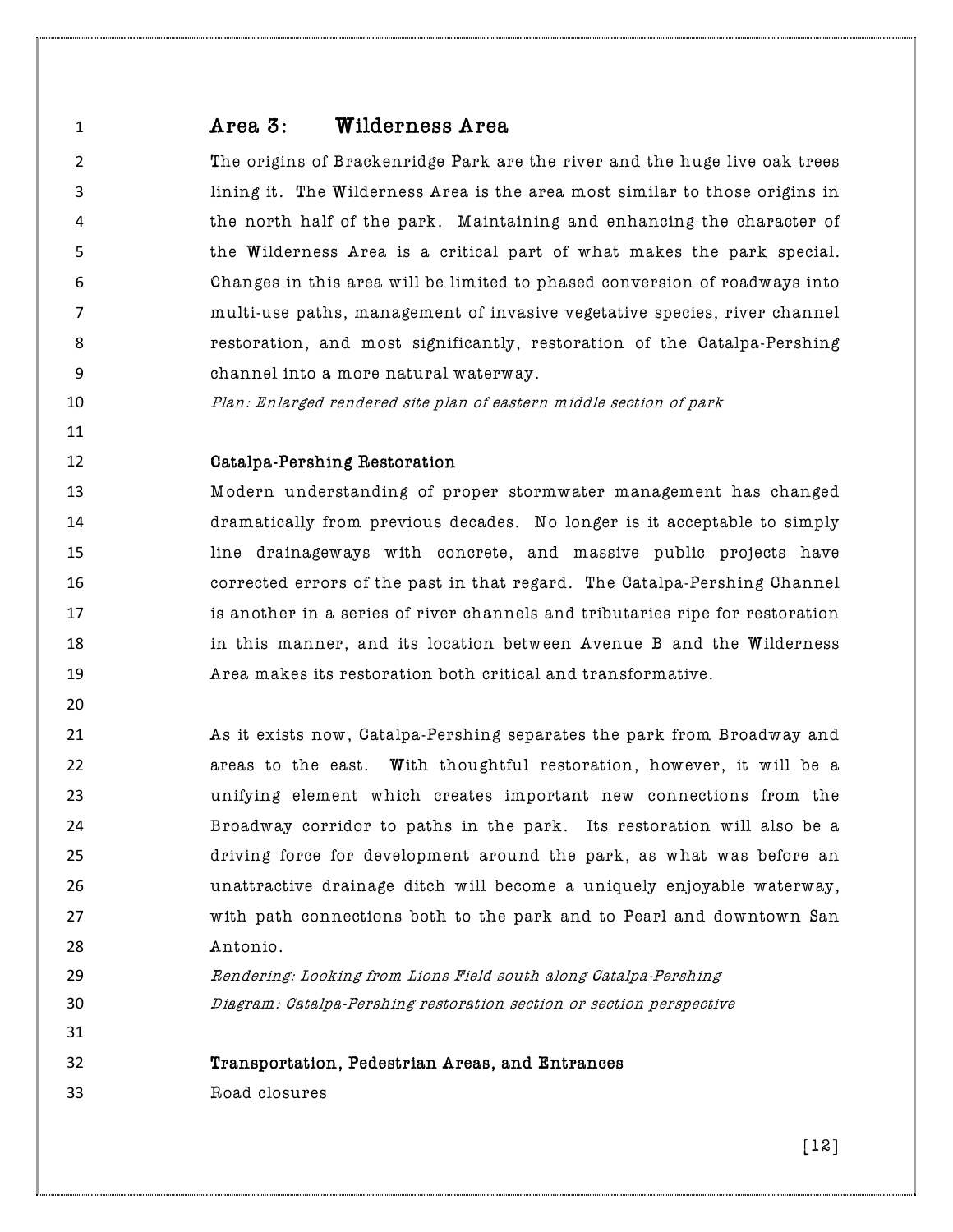## Area 3: Wilderness Area

The origins of Brackenridge Park are the river and the huge live oak trees lining it. The Wilderness Area is the area most similar to those origins in the north half of the park. Maintaining and enhancing the character of the Wilderness Area is a critical part of what makes the park special. Changes in this area will be limited to phased conversion of roadways into multi-use paths, management of invasive vegetative species, river channel restoration, and most significantly, restoration of the Catalpa-Pershing channel into a more natural waterway.

*Plan: Enlarged rendered site plan of eastern middle section of park*

### Catalpa-Pershing Restoration

Modern understanding of proper stormwater management has changed dramatically from previous decades. No longer is it acceptable to simply line drainageways with concrete, and massive public projects have corrected errors of the past in that regard. The Catalpa-Pershing Channel is another in a series of river channels and tributaries ripe for restoration in this manner, and its location between Avenue B and the Wilderness Area makes its restoration both critical and transformative.

As it exists now, Catalpa-Pershing separates the park from Broadway and areas to the east. With thoughtful restoration, however, it will be a unifying element which creates important new connections from the Broadway corridor to paths in the park. Its restoration will also be a driving force for development around the park, as what was before an unattractive drainage ditch will become a uniquely enjoyable waterway, with path connections both to the park and to Pearl and downtown San Antonio.

*Rendering: Looking from Lions Field south along Catalpa-Pershing*

*Diagram: Catalpa-Pershing restoration section or section perspective*

### Transportation, Pedestrian Areas, and Entrances

Road closures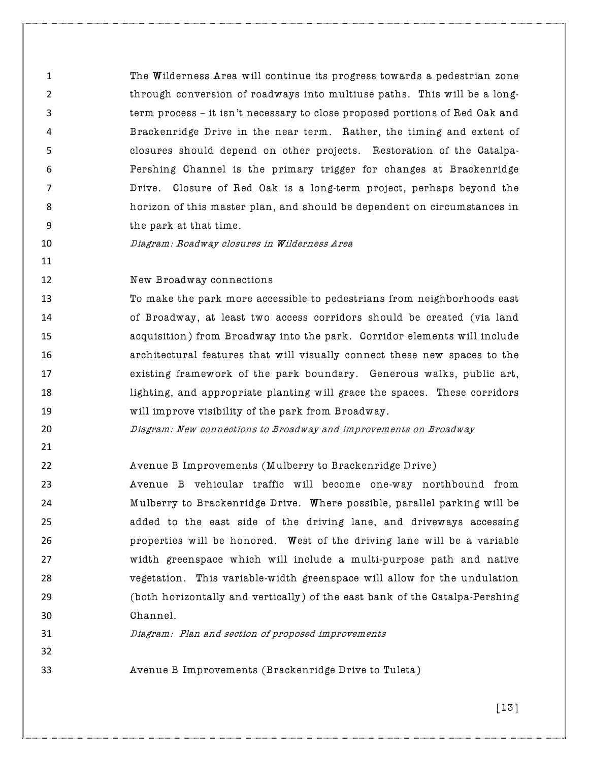The Wilderness Area will continue its progress towards a pedestrian zone through conversion of roadways into multiuse paths. This will be a long-term process – it isn't necessary to close proposed portions of Red Oak and Brackenridge Drive in the near term. Rather, the timing and extent of closures should depend on other projects. Restoration of the Catalpa-Pershing Channel is the primary trigger for changes at Brackenridge Drive. Closure of Red Oak is a long-term project, perhaps beyond the horizon of this master plan, and should be dependent on circumstances in the park at that time.

*Diagram: Roadway closures in Wilderness Area*

### New Broadway connections

To make the park more accessible to pedestrians from neighborhoods east of Broadway, at least two access corridors should be created (via land acquisition) from Broadway into the park. Corridor elements will include architectural features that will visually connect these new spaces to the existing framework of the park boundary. Generous walks, public art, lighting, and appropriate planting will grace the spaces. These corridors will improve visibility of the park from Broadway.

*Diagram: New connections to Broadway and improvements on Broadway*

### Avenue B Improvements (Mulberry to Brackenridge Drive)

Avenue B vehicular traffic will become one-way northbound from Mulberry to Brackenridge Drive. Where possible, parallel parking will be added to the east side of the driving lane, and driveways accessing properties will be honored. West of the driving lane will be a variable width greenspace which will include a multi-purpose path and native vegetation. This variable-width greenspace will allow for the undulation (both horizontally and vertically) of the east bank of the Catalpa-Pershing Channel.

*Diagram: Plan and section of proposed improvements*

### Avenue B Improvements (Brackenridge Drive to Tuleta)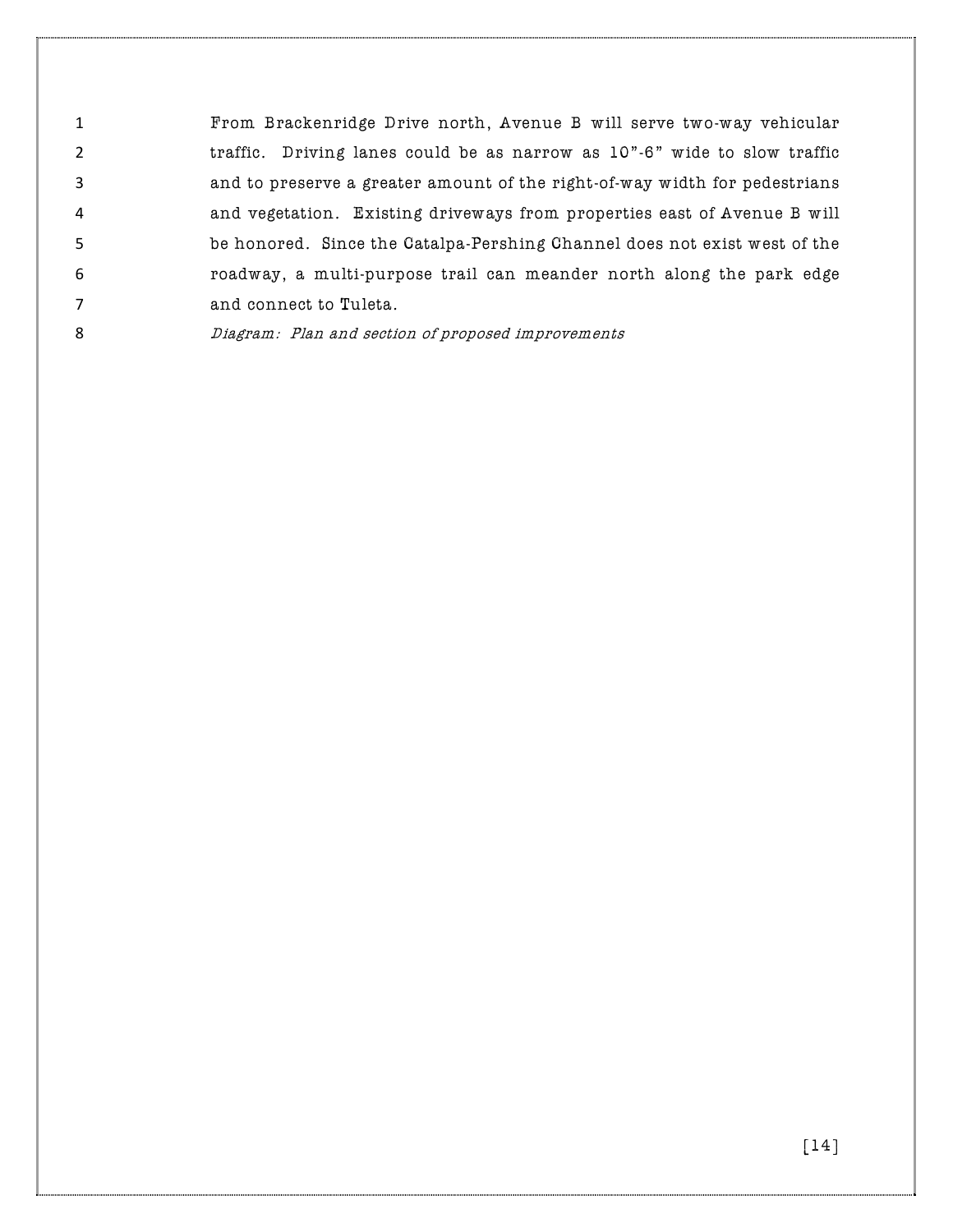From Brackenridge Drive north, Avenue B will serve two-way vehicular traffic. Driving lanes could be as narrow as 10"-6" wide to slow traffic and to preserve a greater amount of the right-of-way width for pedestrians and vegetation. Existing driveways from properties east of Avenue B will be honored. Since the Catalpa-Pershing Channel does not exist west of the roadway, a multi-purpose trail can meander north along the park edge and connect to Tuleta.

*Diagram: Plan and section of proposed improvements*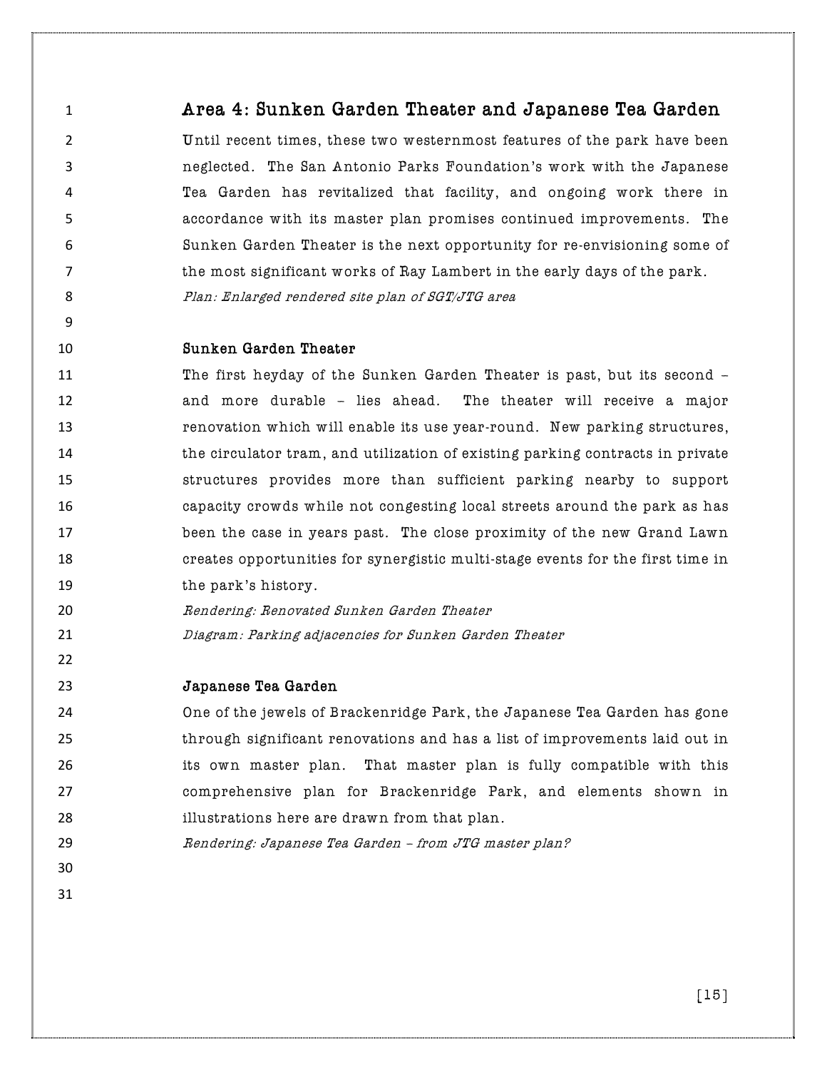## Area 4: Sunken Garden Theater and Japanese Tea Garden

Until recent times, these two westernmost features of the park have been neglected. The San Antonio Parks Foundation's work with the Japanese Tea Garden has revitalized that facility, and ongoing work there in accordance with its master plan promises continued improvements. The Sunken Garden Theater is the next opportunity for re-envisioning some of the most significant works of Ray Lambert in the early days of the park.

*Plan: Enlarged rendered site plan of SGT/JTG area*

### Sunken Garden Theater

The first heyday of the Sunken Garden Theater is past, but its second – and more durable – lies ahead. The theater will receive a major renovation which will enable its use year-round. New parking structures, the circulator tram, and utilization of existing parking contracts in private structures provides more than sufficient parking nearby to support capacity crowds while not congesting local streets around the park as has been the case in years past. The close proximity of the new Grand Lawn creates opportunities for synergistic multi-stage events for the first time in the park's history.

*Rendering: Renovated Sunken Garden Theater*

*Diagram: Parking adjacencies for Sunken Garden Theater*

### Japanese Tea Garden

One of the jewels of Brackenridge Park, the Japanese Tea Garden has gone through significant renovations and has a list of improvements laid out in its own master plan. That master plan is fully compatible with this comprehensive plan for Brackenridge Park, and elements shown in illustrations here are drawn from that plan.

*Rendering: Japanese Tea Garden – from JTG master plan?*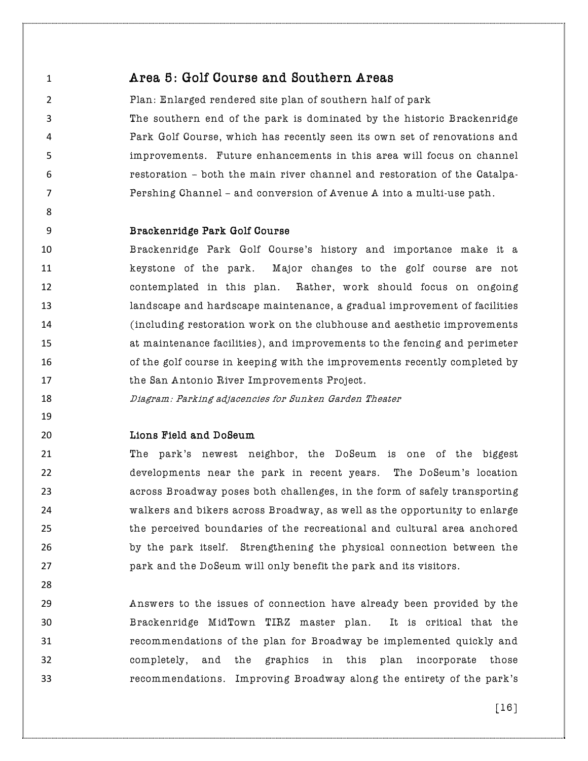## Area 5: Golf Course and Southern Areas

Plan: Enlarged rendered site plan of southern half of park

The southern end of the park is dominated by the historic Brackenridge Park Golf Course, which has recently seen its own set of renovations and improvements. Future enhancements in this area will focus on channel restoration – both the main river channel and restoration of the Catalpa-Pershing Channel – and conversion of Avenue A into a multi-use path.

### Brackenridge Park Golf Course

Brackenridge Park Golf Course's history and importance make it a keystone of the park. Major changes to the golf course are not contemplated in this plan. Rather, work should focus on ongoing landscape and hardscape maintenance, a gradual improvement of facilities (including restoration work on the clubhouse and aesthetic improvements at maintenance facilities), and improvements to the fencing and perimeter of the golf course in keeping with the improvements recently completed by the San Antonio River Improvements Project.

*Diagram: Parking adjacencies for Sunken Garden Theater*

### Lions Field and DoSeum

The park's newest neighbor, the DoSeum is one of the biggest developments near the park in recent years. The DoSeum's location across Broadway poses both challenges, in the form of safely transporting walkers and bikers across Broadway, as well as the opportunity to enlarge the perceived boundaries of the recreational and cultural area anchored by the park itself. Strengthening the physical connection between the park and the DoSeum will only benefit the park and its visitors.

Answers to the issues of connection have already been provided by the Brackenridge MidTown TIRZ master plan. It is critical that the recommendations of the plan for Broadway be implemented quickly and completely, and the graphics in this plan incorporate those recommendations. Improving Broadway along the entirety of the park's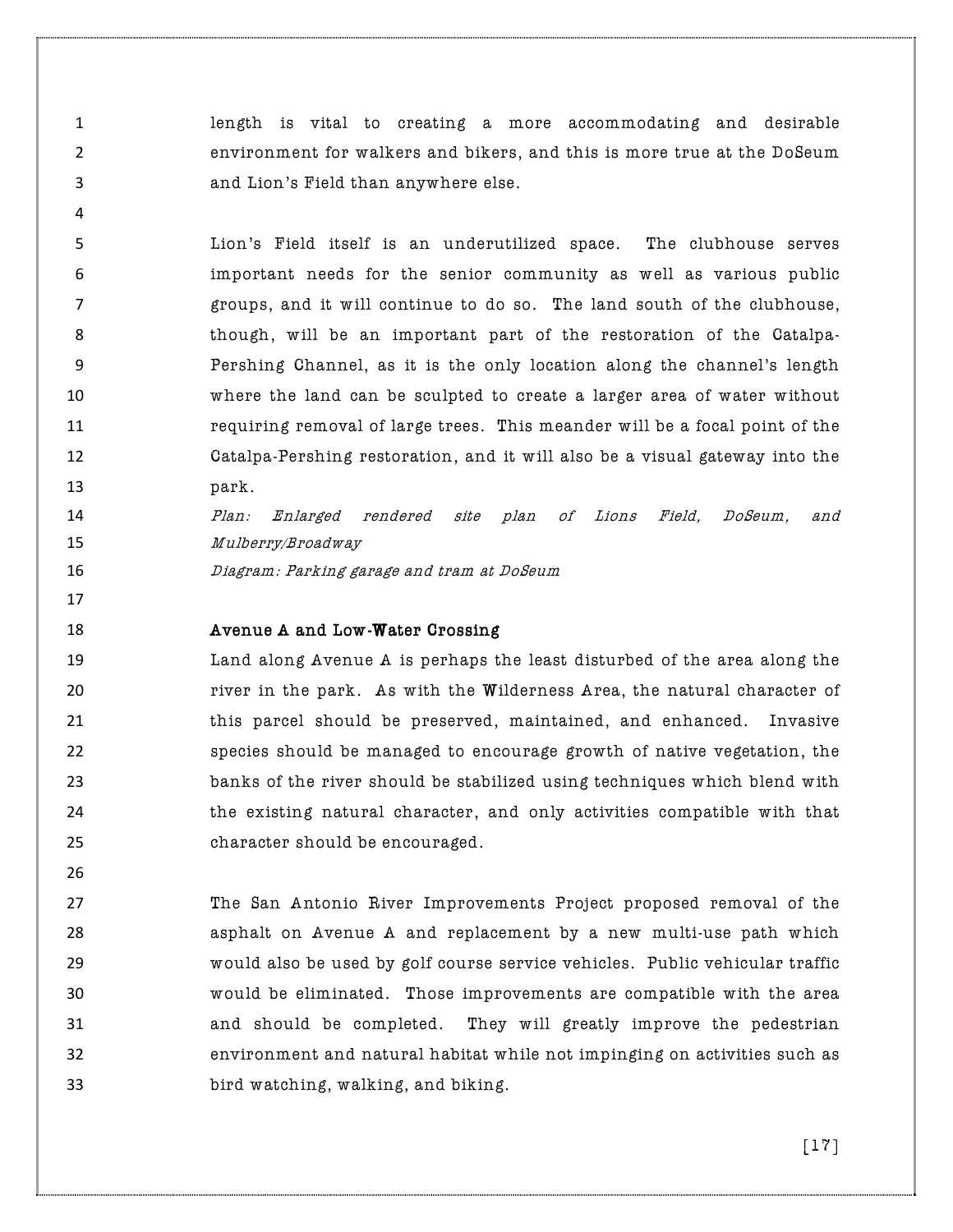length is vital to creating a more accommodating and desirable environment for walkers and bikers, and this is more true at the DoSeum and Lion's Field than anywhere else.

Lion's Field itself is an underutilized space. The clubhouse serves important needs for the senior community as well as various public groups, and it will continue to do so. The land south of the clubhouse, though, will be an important part of the restoration of the Catalpa-Pershing Channel, as it is the only location along the channel's length where the land can be sculpted to create a larger area of water without requiring removal of large trees. This meander will be a focal point of the Catalpa-Pershing restoration, and it will also be a visual gateway into the park.

*Plan: Enlarged rendered site plan of Lions Field, DoSeum, and Mulberry/Broadway*

*Diagram: Parking garage and tram at DoSeum*

### Avenue A and Low-Water Crossing

Land along Avenue A is perhaps the least disturbed of the area along the river in the park. As with the Wilderness Area, the natural character of this parcel should be preserved, maintained, and enhanced. Invasive species should be managed to encourage growth of native vegetation, the banks of the river should be stabilized using techniques which blend with the existing natural character, and only activities compatible with that character should be encouraged.

The San Antonio River Improvements Project proposed removal of the asphalt on Avenue A and replacement by a new multi-use path which would also be used by golf course service vehicles. Public vehicular traffic would be eliminated. Those improvements are compatible with the area and should be completed. They will greatly improve the pedestrian environment and natural habitat while not impinging on activities such as bird watching, walking, and biking.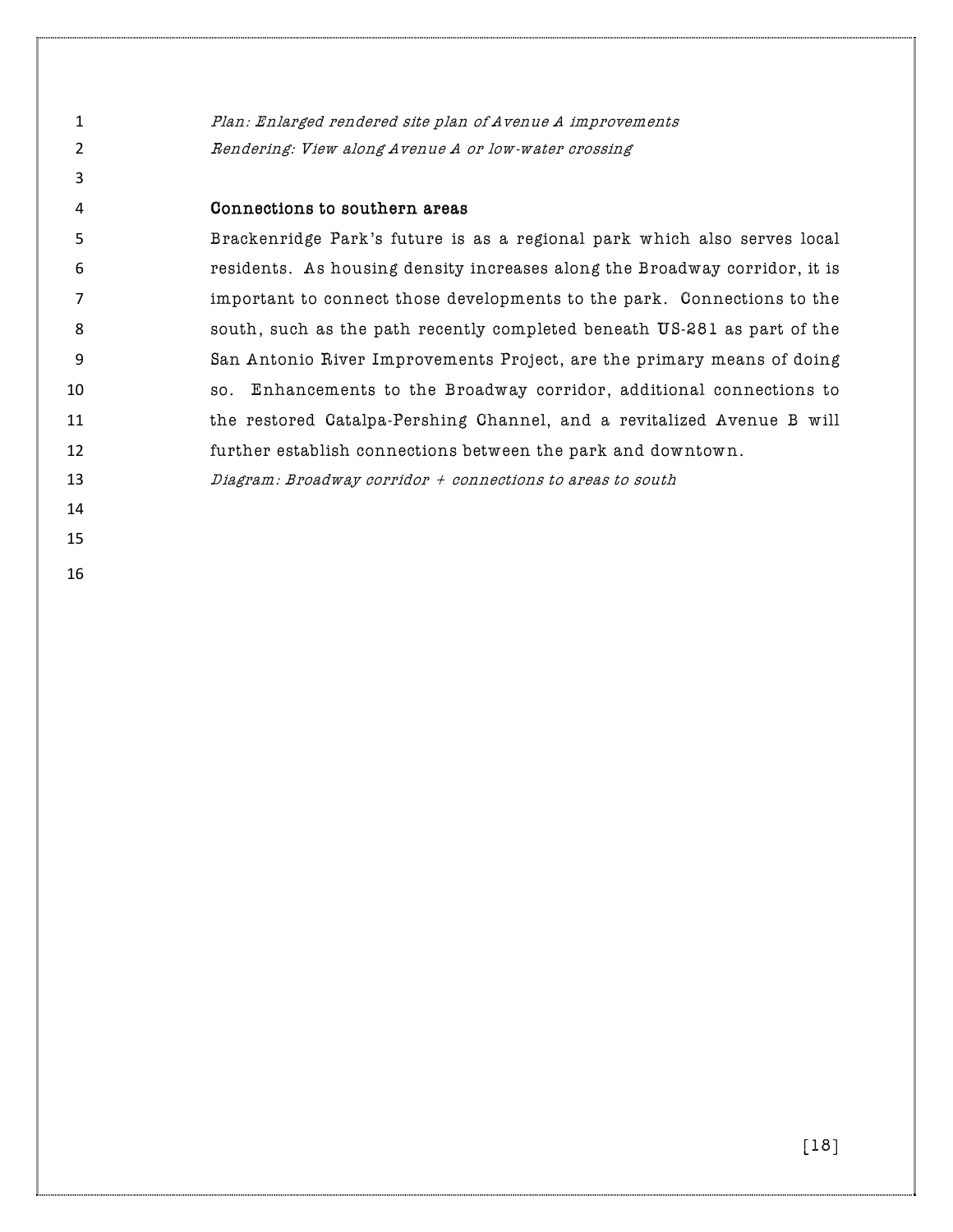*Plan: Enlarged rendered site plan of Avenue A improvements*
*Rendering: View along Avenue A or low-water crossing*

### Connections to southern areas

Brackenridge Park's future is as a regional park which also serves local residents. As housing density increases along the Broadway corridor, it is important to connect those developments to the park. Connections to the south, such as the path recently completed beneath US-281 as part of the San Antonio River Improvements Project, are the primary means of doing so. Enhancements to the Broadway corridor, additional connections to the restored Catalpa-Pershing Channel, and a revitalized Avenue B will further establish connections between the park and downtown.

*Diagram: Broadway corridor + connections to areas to south*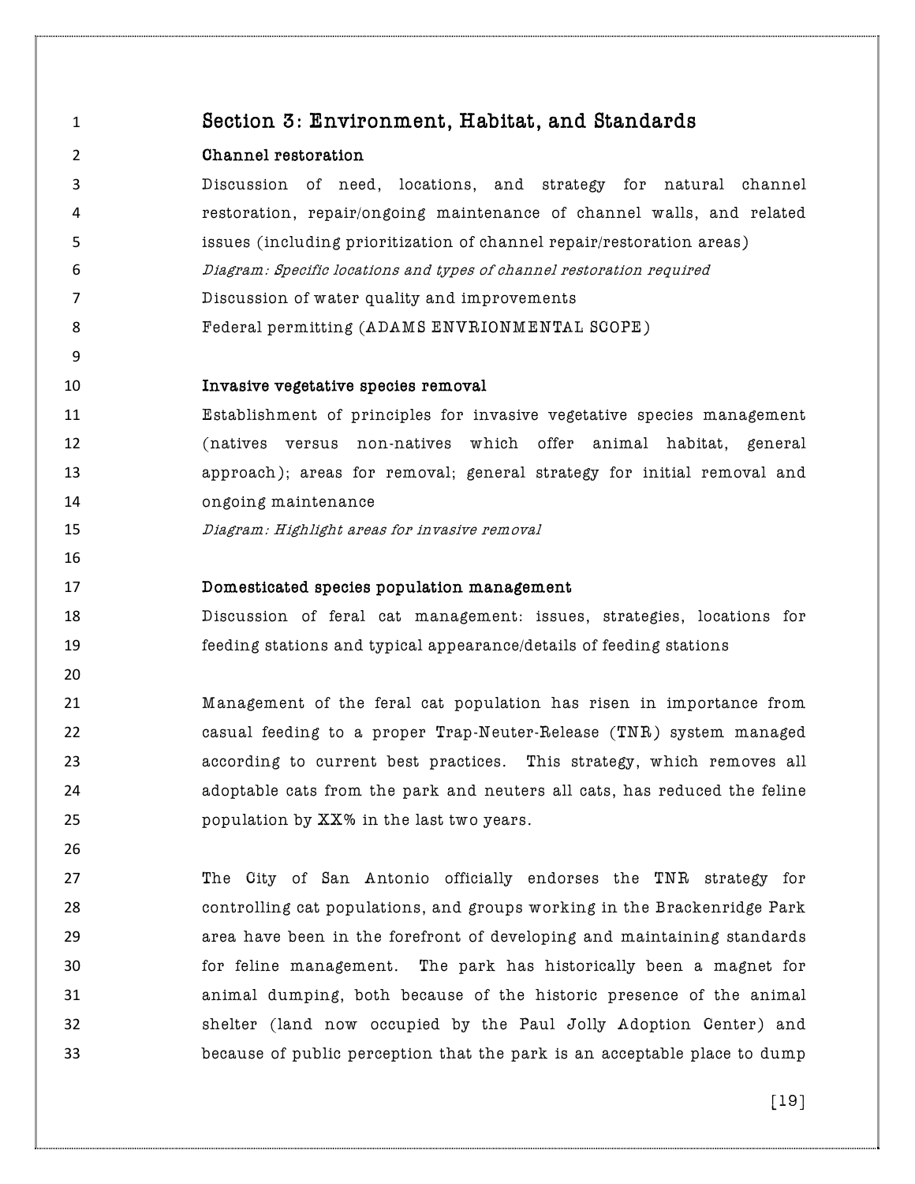## Section 3: Environment, Habitat, and Standards

### Channel restoration

Discussion of need, locations, and strategy for natural channel restoration, repair/ongoing maintenance of channel walls, and related issues (including prioritization of channel repair/restoration areas)

*Diagram: Specific locations and types of channel restoration required*

Discussion of water quality and improvements

Federal permitting (ADAMS ENVRIONMENTAL SCOPE)

### Invasive vegetative species removal

Establishment of principles for invasive vegetative species management (natives versus non-natives which offer animal habitat, general approach); areas for removal; general strategy for initial removal and ongoing maintenance

*Diagram: Highlight areas for invasive removal*

### Domesticated species population management

Discussion of feral cat management: issues, strategies, locations for feeding stations and typical appearance/details of feeding stations

Management of the feral cat population has risen in importance from casual feeding to a proper Trap-Neuter-Release (TNR) system managed according to current best practices. This strategy, which removes all adoptable cats from the park and neuters all cats, has reduced the feline population by XX% in the last two years.

The City of San Antonio officially endorses the TNR strategy for controlling cat populations, and groups working in the Brackenridge Park area have been in the forefront of developing and maintaining standards for feline management. The park has historically been a magnet for animal dumping, both because of the historic presence of the animal shelter (land now occupied by the Paul Jolly Adoption Center) and because of public perception that the park is an acceptable place to dump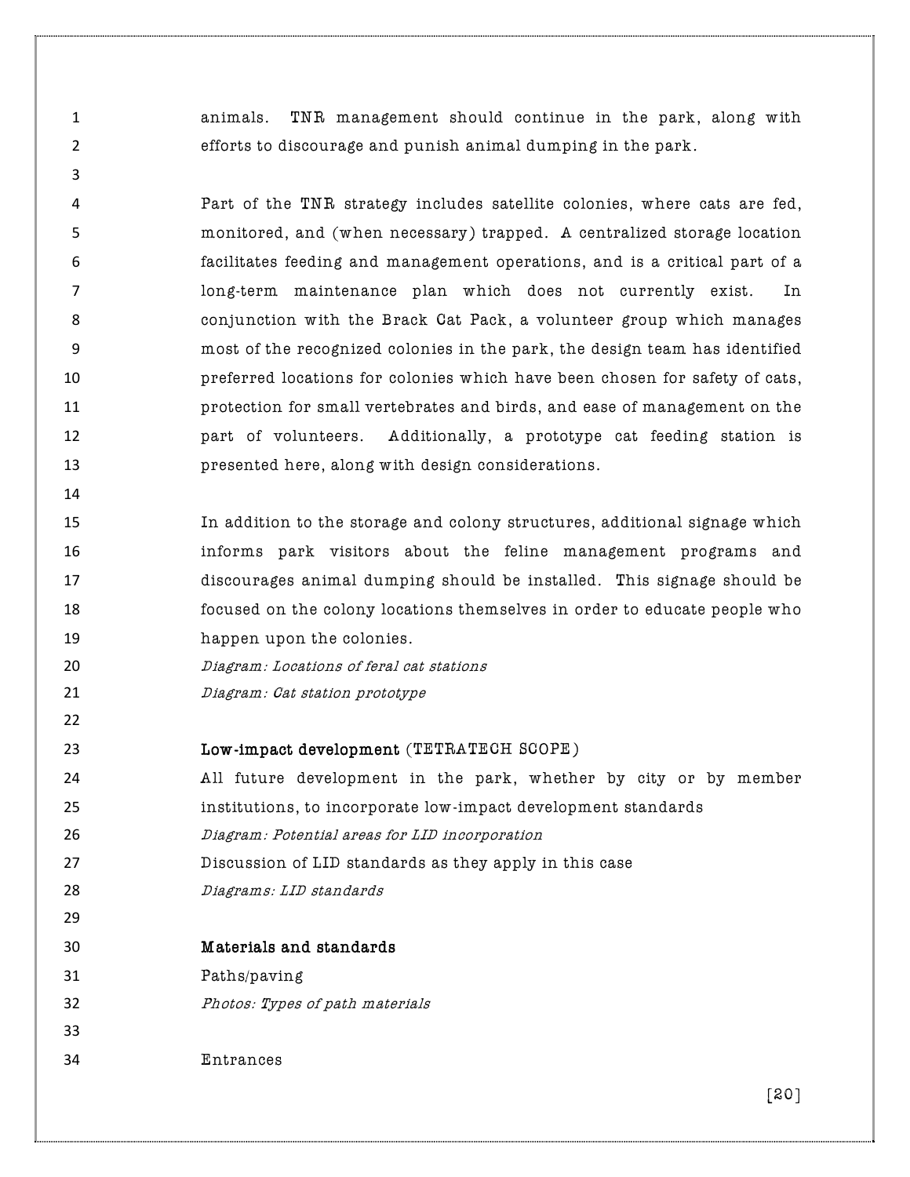animals. TNR management should continue in the park, along with efforts to discourage and punish animal dumping in the park.

Part of the TNR strategy includes satellite colonies, where cats are fed, monitored, and (when necessary) trapped. A centralized storage location facilitates feeding and management operations, and is a critical part of a long-term maintenance plan which does not currently exist. In conjunction with the Brack Cat Pack, a volunteer group which manages most of the recognized colonies in the park, the design team has identified preferred locations for colonies which have been chosen for safety of cats, protection for small vertebrates and birds, and ease of management on the part of volunteers. Additionally, a prototype cat feeding station is presented here, along with design considerations.

In addition to the storage and colony structures, additional signage which informs park visitors about the feline management programs and discourages animal dumping should be installed. This signage should be focused on the colony locations themselves in order to educate people who happen upon the colonies.

*Diagram: Locations of feral cat stations*

*Diagram: Cat station prototype*

**Low-impact development** (TETRATECH SCOPE)

All future development in the park, whether by city or by member institutions, to incorporate low-impact development standards

*Diagram: Potential areas for LID incorporation*

Discussion of LID standards as they apply in this case

*Diagrams: LID standards*

**Materials and standards**

Paths/paving

*Photos: Types of path materials*

Entrances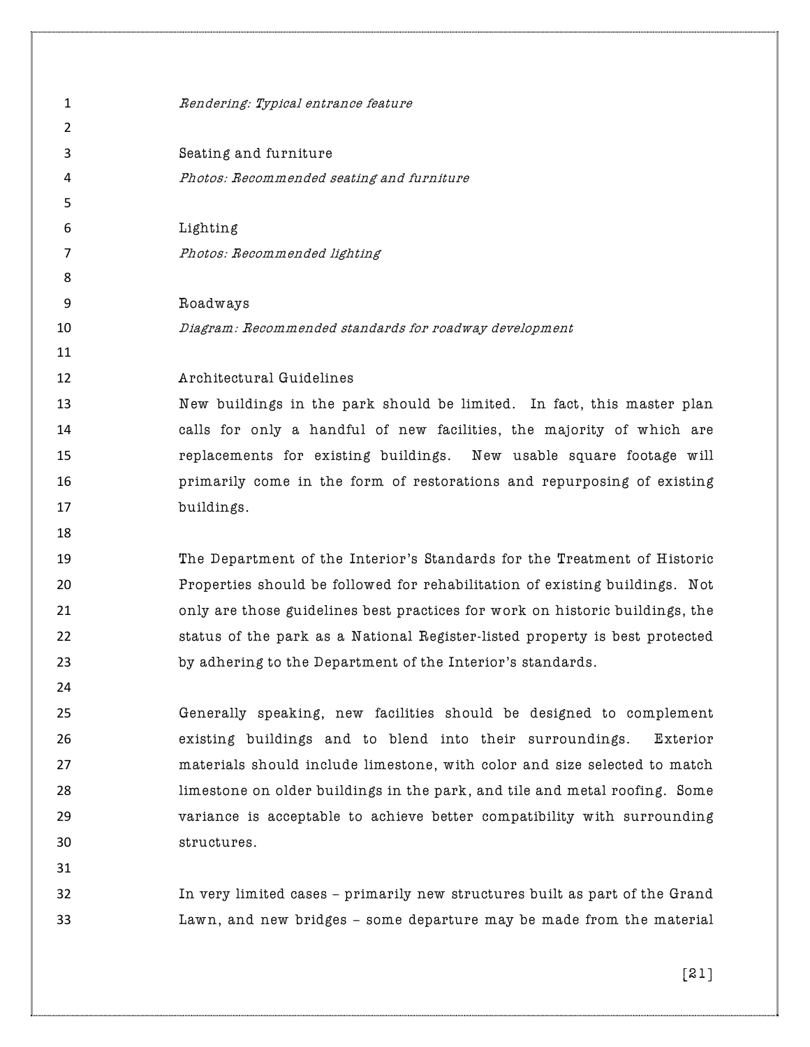*Rendering: Typical entrance feature*

### Seating and furniture

*Photos: Recommended seating and furniture*

### Lighting

*Photos: Recommended lighting*

### Roadways

*Diagram: Recommended standards for roadway development*

## Architectural Guidelines

New buildings in the park should be limited. In fact, this master plan calls for only a handful of new facilities, the majority of which are replacements for existing buildings. New usable square footage will primarily come in the form of restorations and repurposing of existing buildings.

The Department of the Interior's Standards for the Treatment of Historic Properties should be followed for rehabilitation of existing buildings. Not only are those guidelines best practices for work on historic buildings, the status of the park as a National Register-listed property is best protected by adhering to the Department of the Interior's standards.

Generally speaking, new facilities should be designed to complement existing buildings and to blend into their surroundings. Exterior materials should include limestone, with color and size selected to match limestone on older buildings in the park, and tile and metal roofing. Some variance is acceptable to achieve better compatibility with surrounding structures.

In very limited cases – primarily new structures built as part of the Grand Lawn, and new bridges – some departure may be made from the material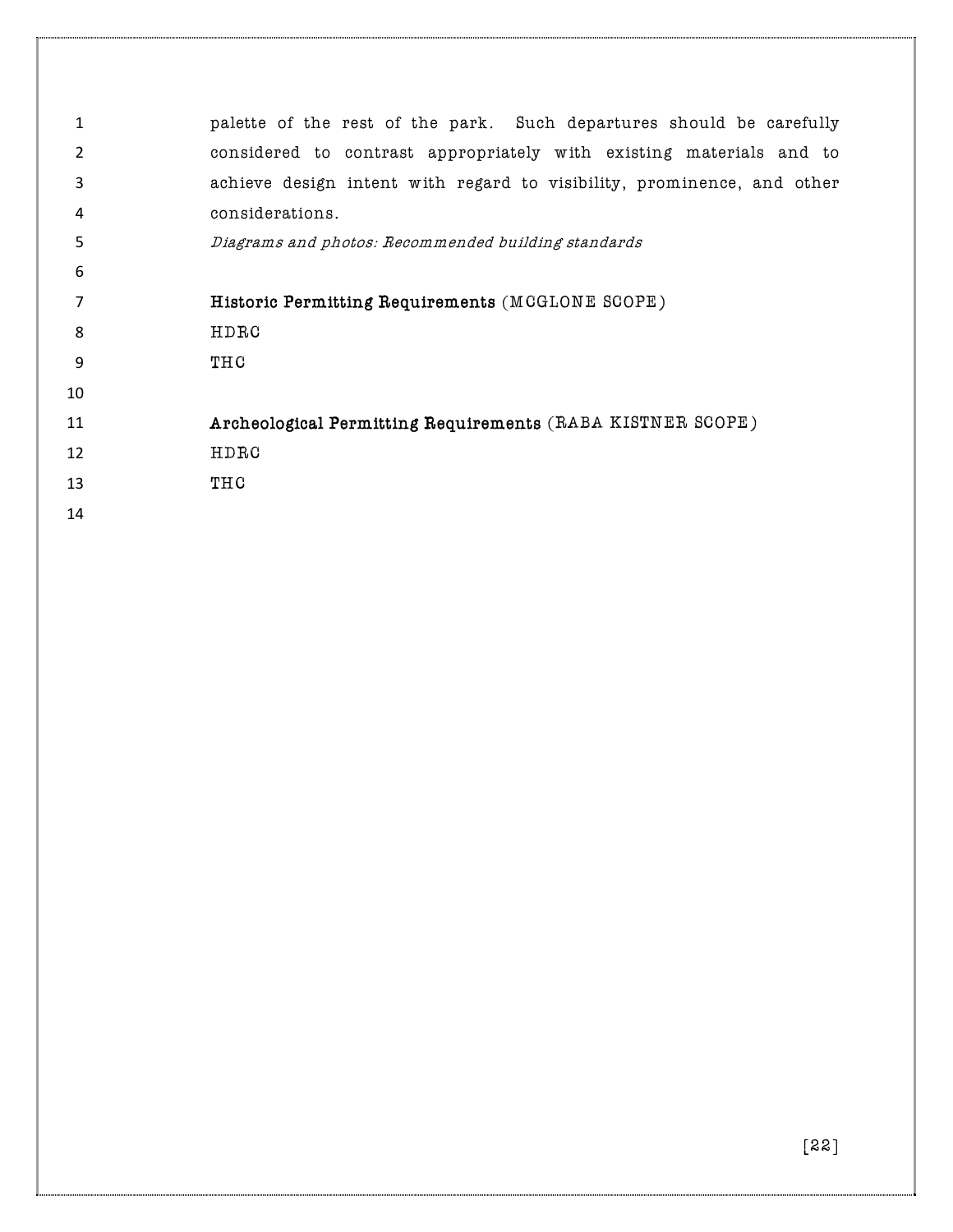palette of the rest of the park. Such departures should be carefully considered to contrast appropriately with existing materials and to achieve design intent with regard to visibility, prominence, and other considerations.

*Diagrams and photos: Recommended building standards*

**Historic Permitting Requirements** (MCGLONE SCOPE)

HDRC

THC

**Archeological Permitting Requirements** (RABA KISTNER SCOPE)

HDRC

THC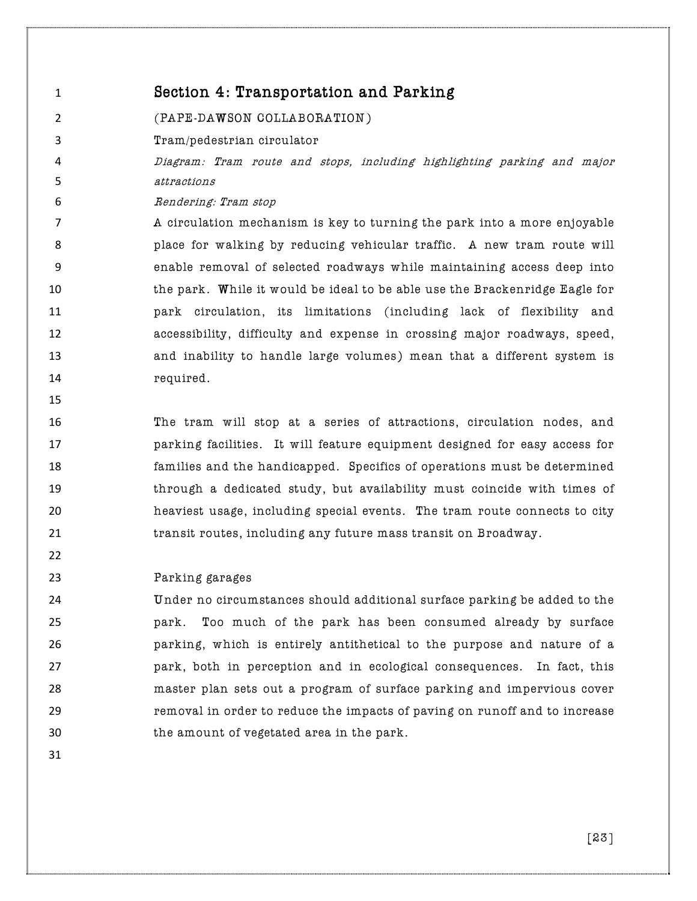# Section 4: Transportation and Parking

(PAPE-DAWSON COLLABORATION)

## Tram/pedestrian circulator

*Diagram: Tram route and stops, including highlighting parking and major attractions*

*Rendering: Tram stop*

A circulation mechanism is key to turning the park into a more enjoyable place for walking by reducing vehicular traffic. A new tram route will enable removal of selected roadways while maintaining access deep into the park. While it would be ideal to be able use the Brackenridge Eagle for park circulation, its limitations (including lack of flexibility and accessibility, difficulty and expense in crossing major roadways, speed, and inability to handle large volumes) mean that a different system is required.

The tram will stop at a series of attractions, circulation nodes, and parking facilities. It will feature equipment designed for easy access for families and the handicapped. Specifics of operations must be determined through a dedicated study, but availability must coincide with times of heaviest usage, including special events. The tram route connects to city transit routes, including any future mass transit on Broadway.

## Parking garages

Under no circumstances should additional surface parking be added to the park. Too much of the park has been consumed already by surface parking, which is entirely antithetical to the purpose and nature of a park, both in perception and in ecological consequences. In fact, this master plan sets out a program of surface parking and impervious cover removal in order to reduce the impacts of paving on runoff and to increase the amount of vegetated area in the park.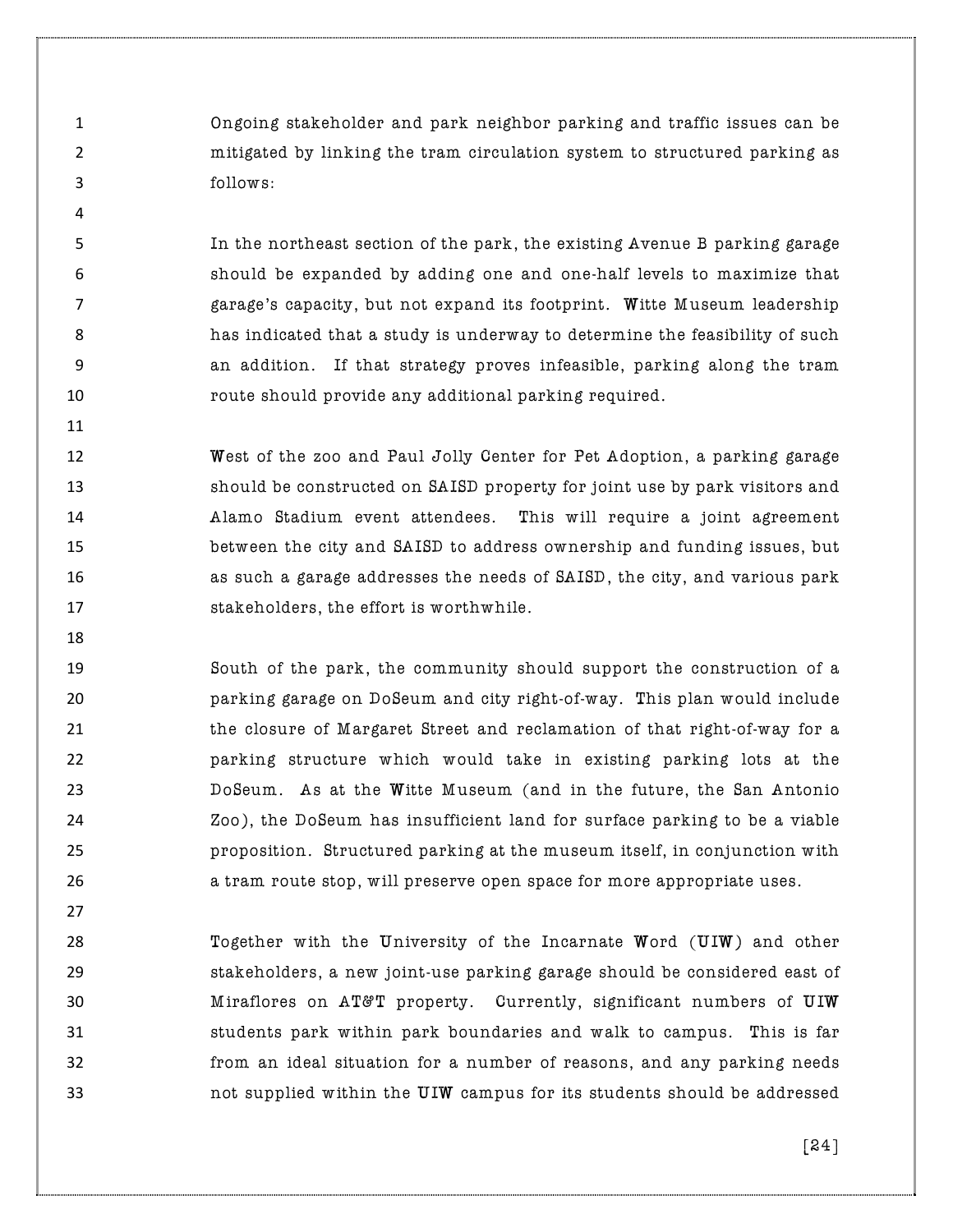Ongoing stakeholder and park neighbor parking and traffic issues can be mitigated by linking the tram circulation system to structured parking as follows:

In the northeast section of the park, the existing Avenue B parking garage should be expanded by adding one and one-half levels to maximize that garage's capacity, but not expand its footprint. Witte Museum leadership has indicated that a study is underway to determine the feasibility of such an addition. If that strategy proves infeasible, parking along the tram route should provide any additional parking required.

West of the zoo and Paul Jolly Center for Pet Adoption, a parking garage should be constructed on SAISD property for joint use by park visitors and Alamo Stadium event attendees. This will require a joint agreement between the city and SAISD to address ownership and funding issues, but as such a garage addresses the needs of SAISD, the city, and various park stakeholders, the effort is worthwhile.

South of the park, the community should support the construction of a parking garage on DoSeum and city right-of-way. This plan would include the closure of Margaret Street and reclamation of that right-of-way for a parking structure which would take in existing parking lots at the DoSeum. As at the Witte Museum (and in the future, the San Antonio Zoo), the DoSeum has insufficient land for surface parking to be a viable proposition. Structured parking at the museum itself, in conjunction with a tram route stop, will preserve open space for more appropriate uses.

Together with the University of the Incarnate Word (UIW) and other stakeholders, a new joint-use parking garage should be considered east of Miraflores on AT&T property. Currently, significant numbers of UIW students park within park boundaries and walk to campus. This is far from an ideal situation for a number of reasons, and any parking needs not supplied within the UIW campus for its students should be addressed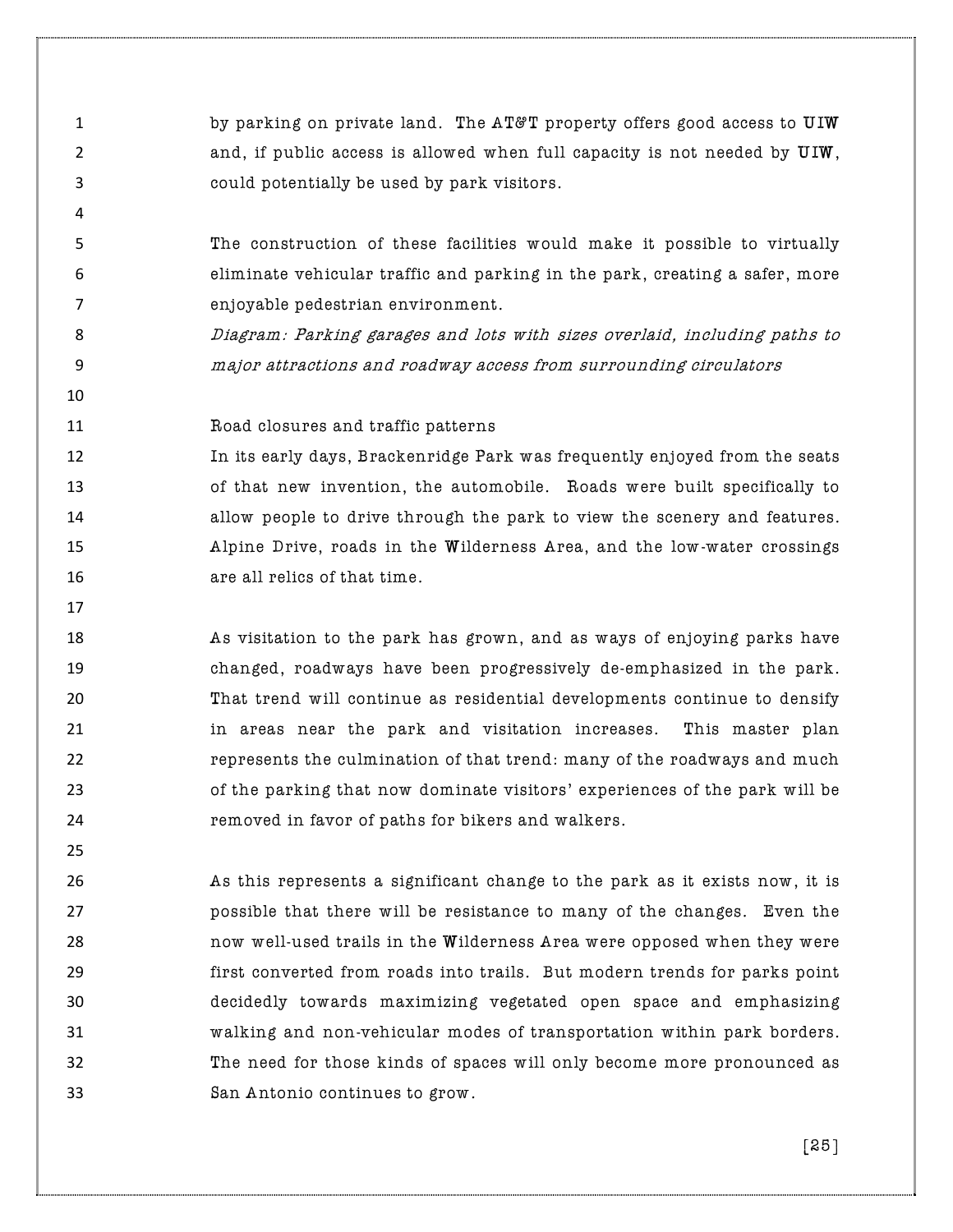by parking on private land. The AT&T property offers good access to UIW and, if public access is allowed when full capacity is not needed by UIW, could potentially be used by park visitors.

The construction of these facilities would make it possible to virtually eliminate vehicular traffic and parking in the park, creating a safer, more enjoyable pedestrian environment.

*Diagram: Parking garages and lots with sizes overlaid, including paths to major attractions and roadway access from surrounding circulators*

### Road closures and traffic patterns

In its early days, Brackenridge Park was frequently enjoyed from the seats of that new invention, the automobile. Roads were built specifically to allow people to drive through the park to view the scenery and features. Alpine Drive, roads in the Wilderness Area, and the low-water crossings are all relics of that time.

As visitation to the park has grown, and as ways of enjoying parks have changed, roadways have been progressively de-emphasized in the park. That trend will continue as residential developments continue to densify in areas near the park and visitation increases. This master plan represents the culmination of that trend: many of the roadways and much of the parking that now dominate visitors' experiences of the park will be removed in favor of paths for bikers and walkers.

As this represents a significant change to the park as it exists now, it is possible that there will be resistance to many of the changes. Even the now well-used trails in the Wilderness Area were opposed when they were first converted from roads into trails. But modern trends for parks point decidedly towards maximizing vegetated open space and emphasizing walking and non-vehicular modes of transportation within park borders. The need for those kinds of spaces will only become more pronounced as San Antonio continues to grow.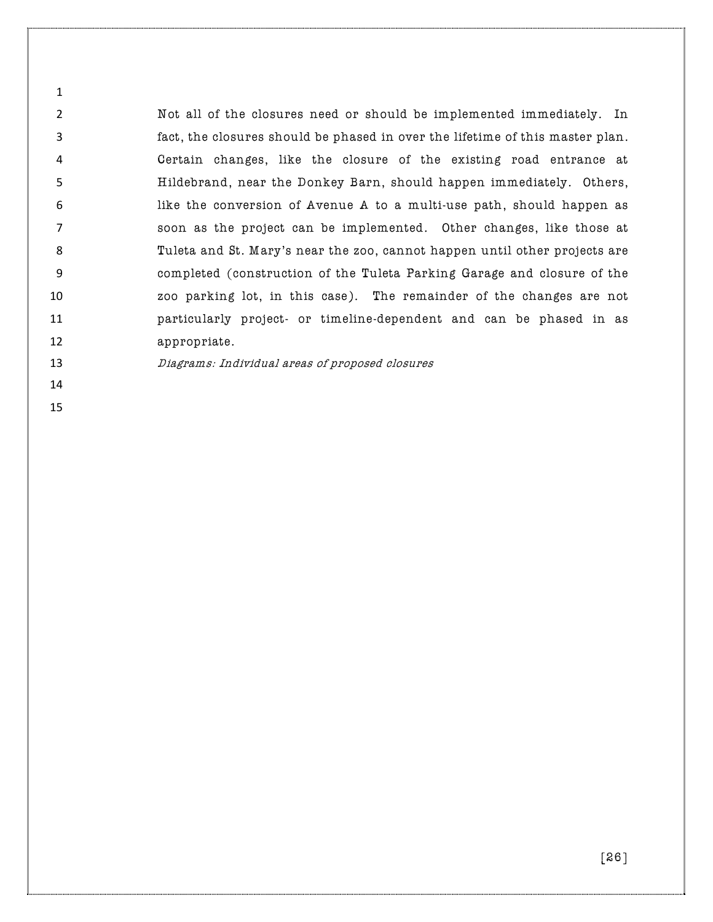Not all of the closures need or should be implemented immediately. In fact, the closures should be phased in over the lifetime of this master plan. Certain changes, like the closure of the existing road entrance at Hildebrand, near the Donkey Barn, should happen immediately. Others, like the conversion of Avenue A to a multi-use path, should happen as soon as the project can be implemented. Other changes, like those at Tuleta and St. Mary's near the zoo, cannot happen until other projects are completed (construction of the Tuleta Parking Garage and closure of the zoo parking lot, in this case). The remainder of the changes are not particularly project- or timeline-dependent and can be phased in as appropriate.

*Diagrams: Individual areas of proposed closures*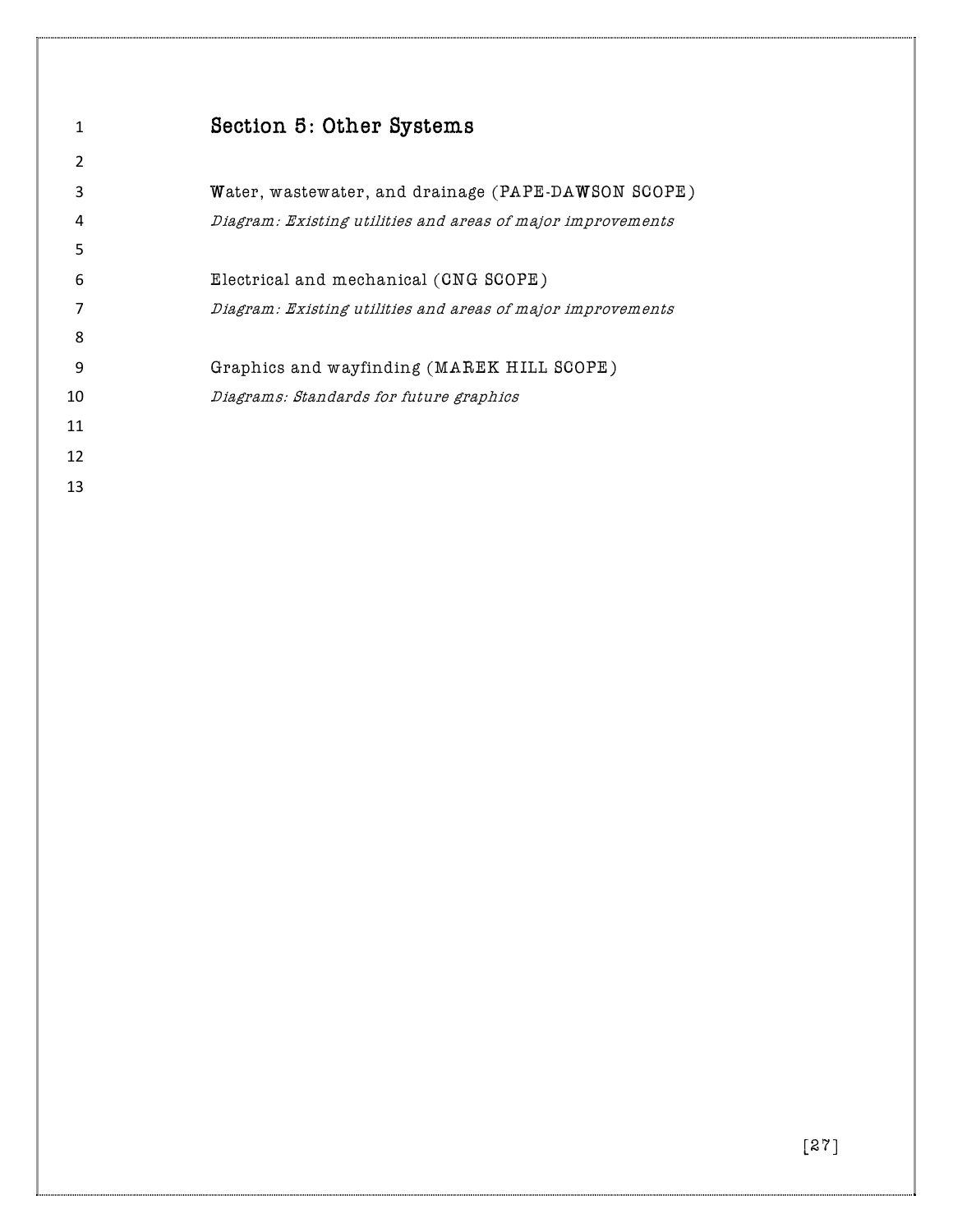# Section 5: Other Systems

Water, wastewater, and drainage (PAPE-DAWSON SCOPE)

*Diagram: Existing utilities and areas of major improvements*

Electrical and mechanical (CNG SCOPE)

*Diagram: Existing utilities and areas of major improvements*

Graphics and wayfinding (MAREK HILL SCOPE)

*Diagrams: Standards for future graphics*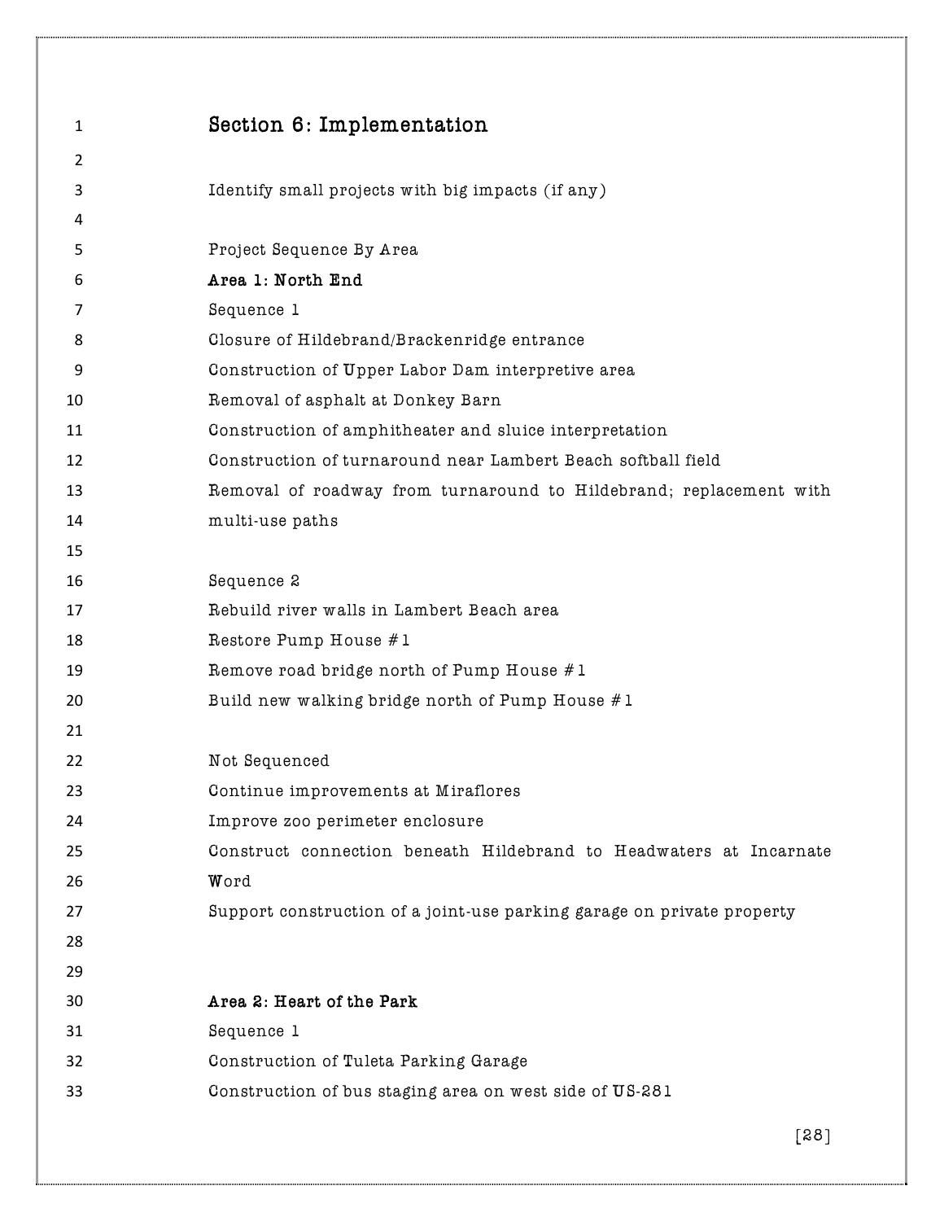# Section 6: Implementation

Identify small projects with big impacts (if any)

Project Sequence By Area

**Area 1: North End**

Sequence 1

Closure of Hildebrand/Brackenridge entrance

Construction of Upper Labor Dam interpretive area

Removal of asphalt at Donkey Barn

Construction of amphitheater and sluice interpretation

Construction of turnaround near Lambert Beach softball field

Removal of roadway from turnaround to Hildebrand; replacement with multi-use paths

Sequence 2

Rebuild river walls in Lambert Beach area

Restore Pump House #1

Remove road bridge north of Pump House #1

Build new walking bridge north of Pump House #1

Not Sequenced

Continue improvements at Miraflores

Improve zoo perimeter enclosure

Construct connection beneath Hildebrand to Headwaters at Incarnate Word

Support construction of a joint-use parking garage on private property

**Area 2: Heart of the Park**

Sequence 1

Construction of Tuleta Parking Garage

Construction of bus staging area on west side of US-281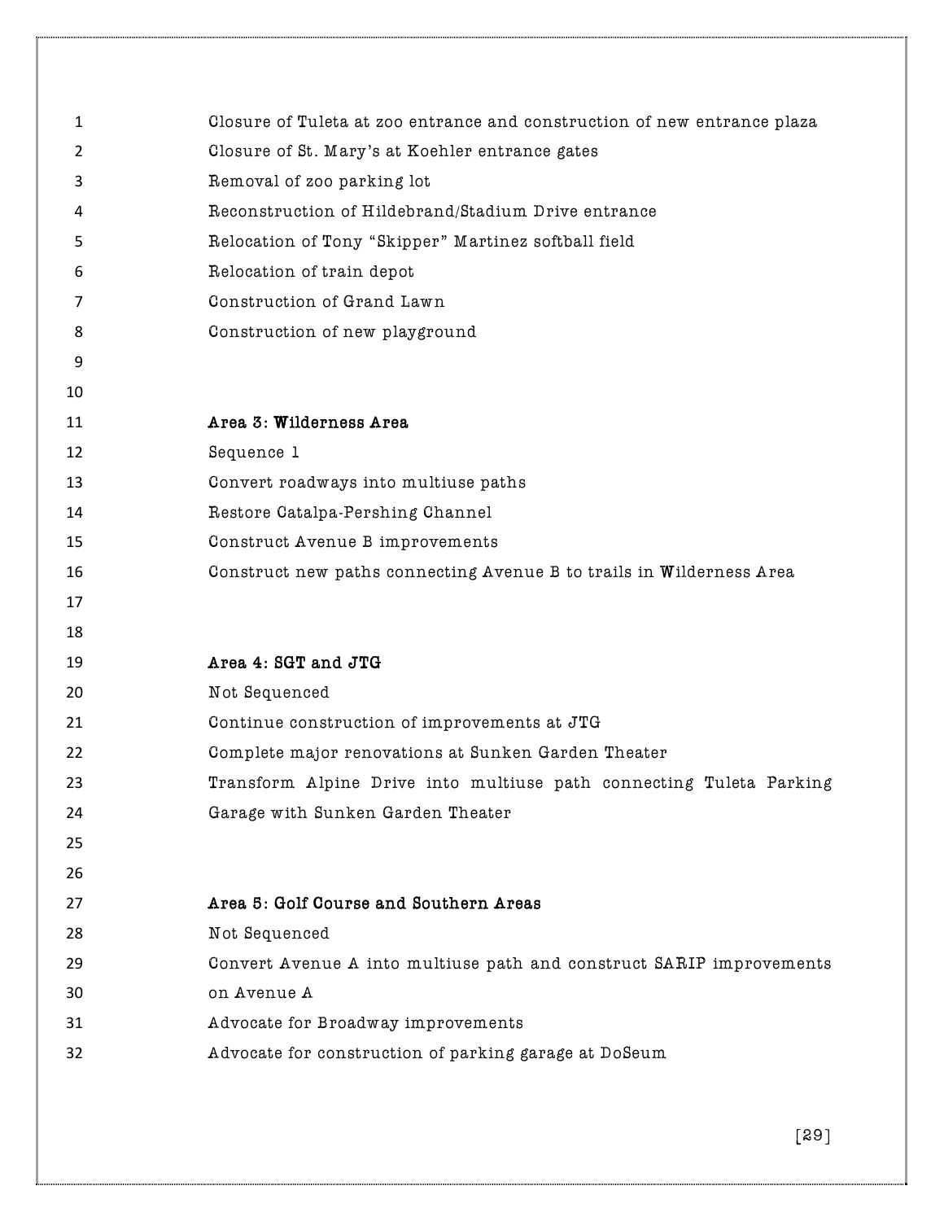Closure of Tuleta at zoo entrance and construction of new entrance plaza
Closure of St. Mary's at Koehler entrance gates
Removal of zoo parking lot
Reconstruction of Hildebrand/Stadium Drive entrance
Relocation of Tony "Skipper" Martinez softball field
Relocation of train depot
Construction of Grand Lawn
Construction of new playground

**Area 3: Wilderness Area**

Sequence 1

Convert roadways into multiuse paths
Restore Catalpa-Pershing Channel
Construct Avenue B improvements
Construct new paths connecting Avenue B to trails in Wilderness Area

**Area 4: SGT and JTG**

Not Sequenced

Continue construction of improvements at JTG
Complete major renovations at Sunken Garden Theater
Transform Alpine Drive into multiuse path connecting Tuleta Parking Garage with Sunken Garden Theater

**Area 5: Golf Course and Southern Areas**

Not Sequenced

Convert Avenue A into multiuse path and construct SARIP improvements on Avenue A
Advocate for Broadway improvements
Advocate for construction of parking garage at DoSeum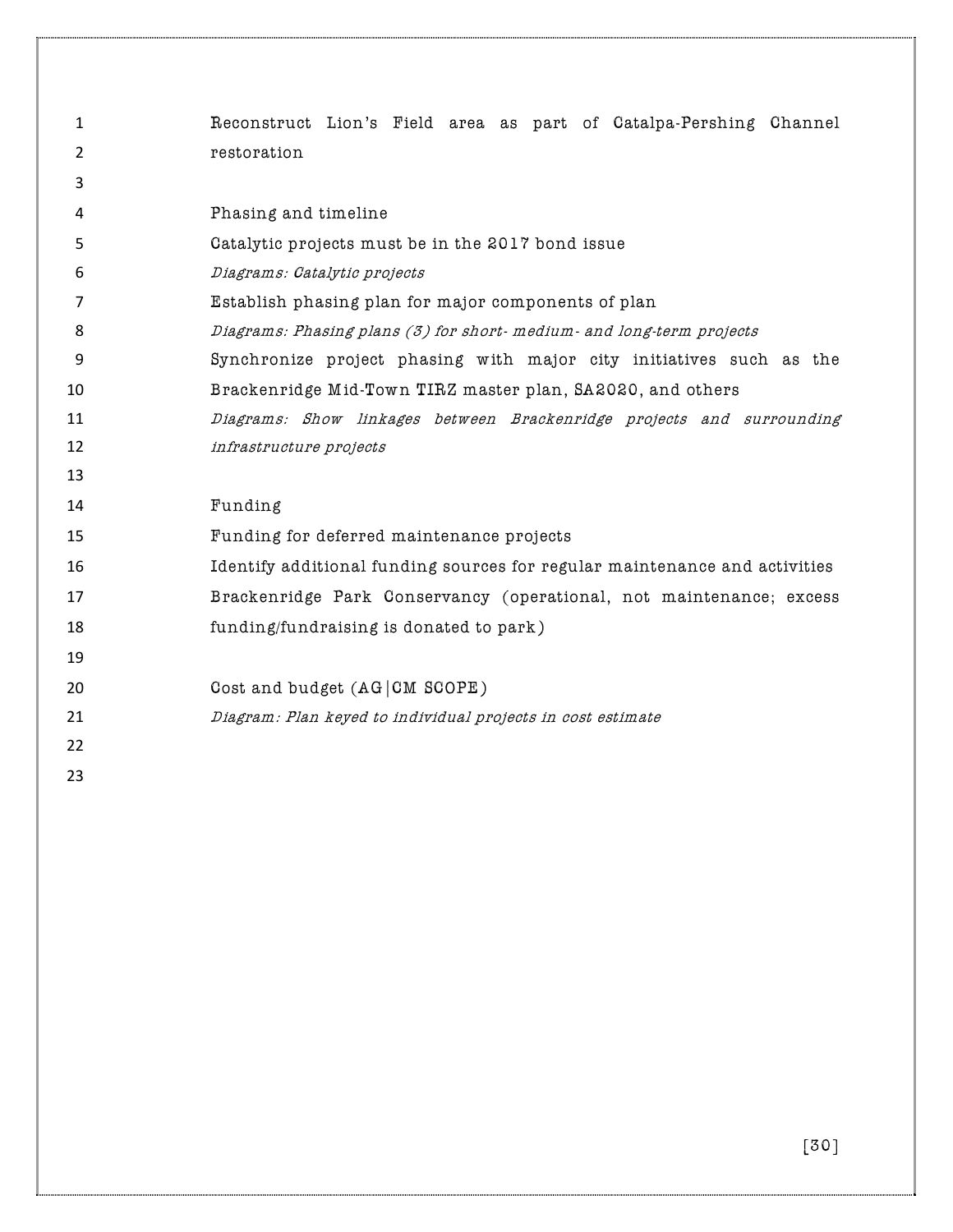Reconstruct Lion's Field area as part of Catalpa-Pershing Channel restoration

Phasing and timeline

Catalytic projects must be in the 2017 bond issue

*Diagrams: Catalytic projects*

Establish phasing plan for major components of plan

*Diagrams: Phasing plans (3) for short- medium- and long-term projects*

Synchronize project phasing with major city initiatives such as the Brackenridge Mid-Town TIRZ master plan, SA2020, and others

*Diagrams: Show linkages between Brackenridge projects and surrounding infrastructure projects*

Funding

Funding for deferred maintenance projects

Identify additional funding sources for regular maintenance and activities

Brackenridge Park Conservancy (operational, not maintenance; excess funding/fundraising is donated to park)

Cost and budget (AG|CM SCOPE)

*Diagram: Plan keyed to individual projects in cost estimate*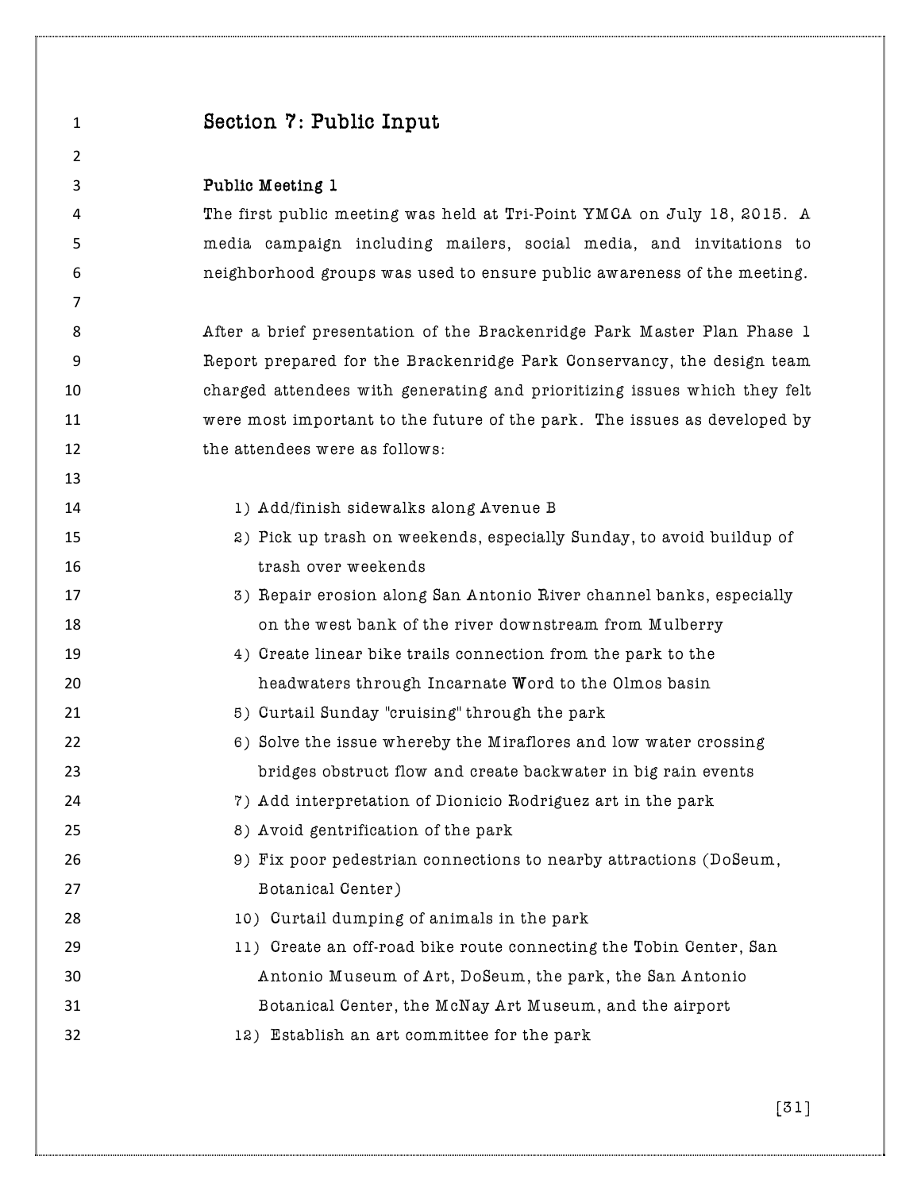# Section 7: Public Input

## Public Meeting 1

The first public meeting was held at Tri-Point YMCA on July 18, 2015. A media campaign including mailers, social media, and invitations to neighborhood groups was used to ensure public awareness of the meeting.

After a brief presentation of the Brackenridge Park Master Plan Phase 1 Report prepared for the Brackenridge Park Conservancy, the design team charged attendees with generating and prioritizing issues which they felt were most important to the future of the park. The issues as developed by the attendees were as follows:

1) Add/finish sidewalks along Avenue B
2) Pick up trash on weekends, especially Sunday, to avoid buildup of trash over weekends
3) Repair erosion along San Antonio River channel banks, especially on the west bank of the river downstream from Mulberry
4) Create linear bike trails connection from the park to the headwaters through Incarnate Word to the Olmos basin
5) Curtail Sunday "cruising" through the park
6) Solve the issue whereby the Miraflores and low water crossing bridges obstruct flow and create backwater in big rain events
7) Add interpretation of Dionicio Rodriguez art in the park
8) Avoid gentrification of the park
9) Fix poor pedestrian connections to nearby attractions (DoSeum, Botanical Center)
10) Curtail dumping of animals in the park
11) Create an off-road bike route connecting the Tobin Center, San Antonio Museum of Art, DoSeum, the park, the San Antonio Botanical Center, the McNay Art Museum, and the airport
12) Establish an art committee for the park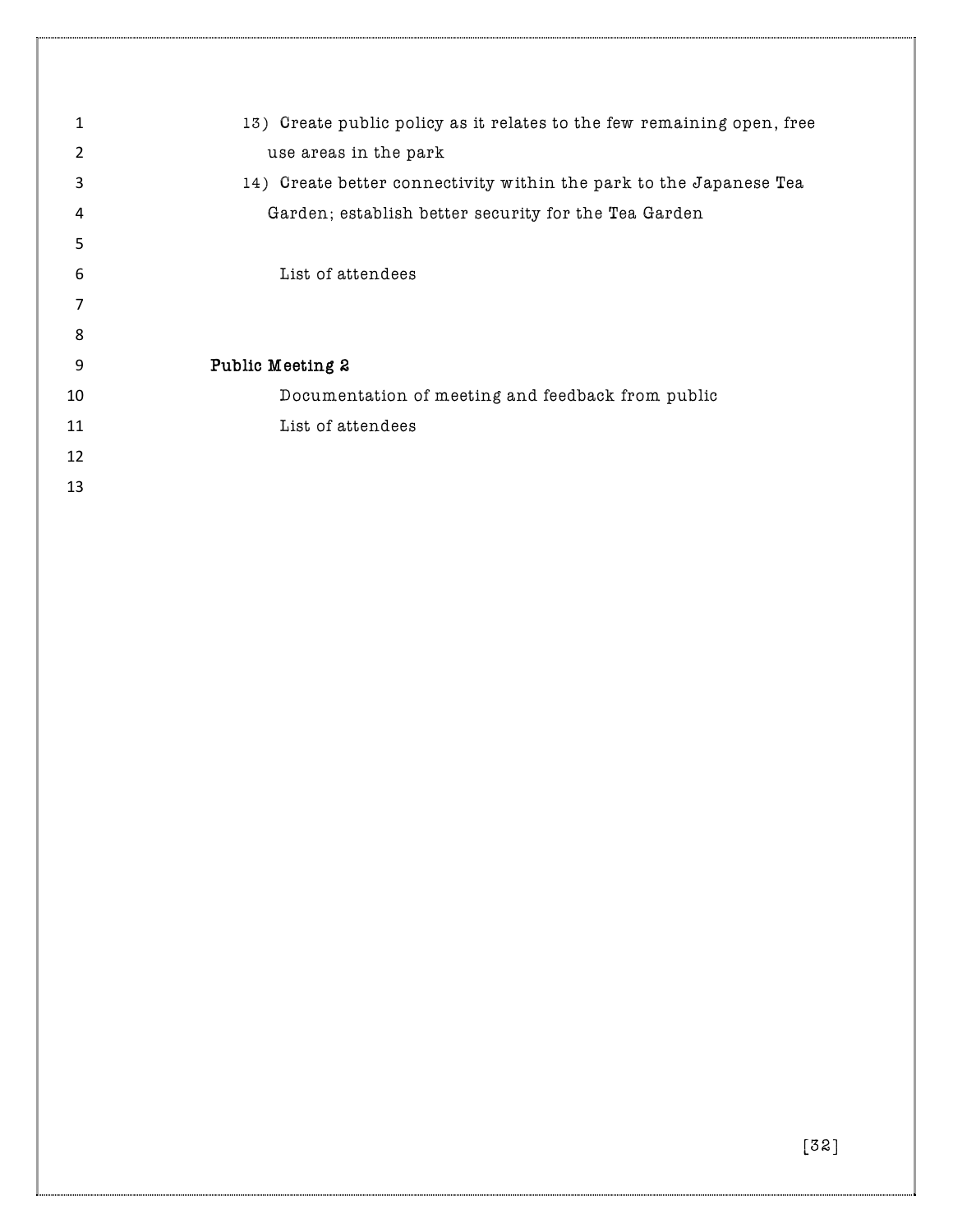13) Create public policy as it relates to the few remaining open, free use areas in the park
14) Create better connectivity within the park to the Japanese Tea Garden; establish better security for the Tea Garden

List of attendees

**Public Meeting 2**

Documentation of meeting and feedback from public

List of attendees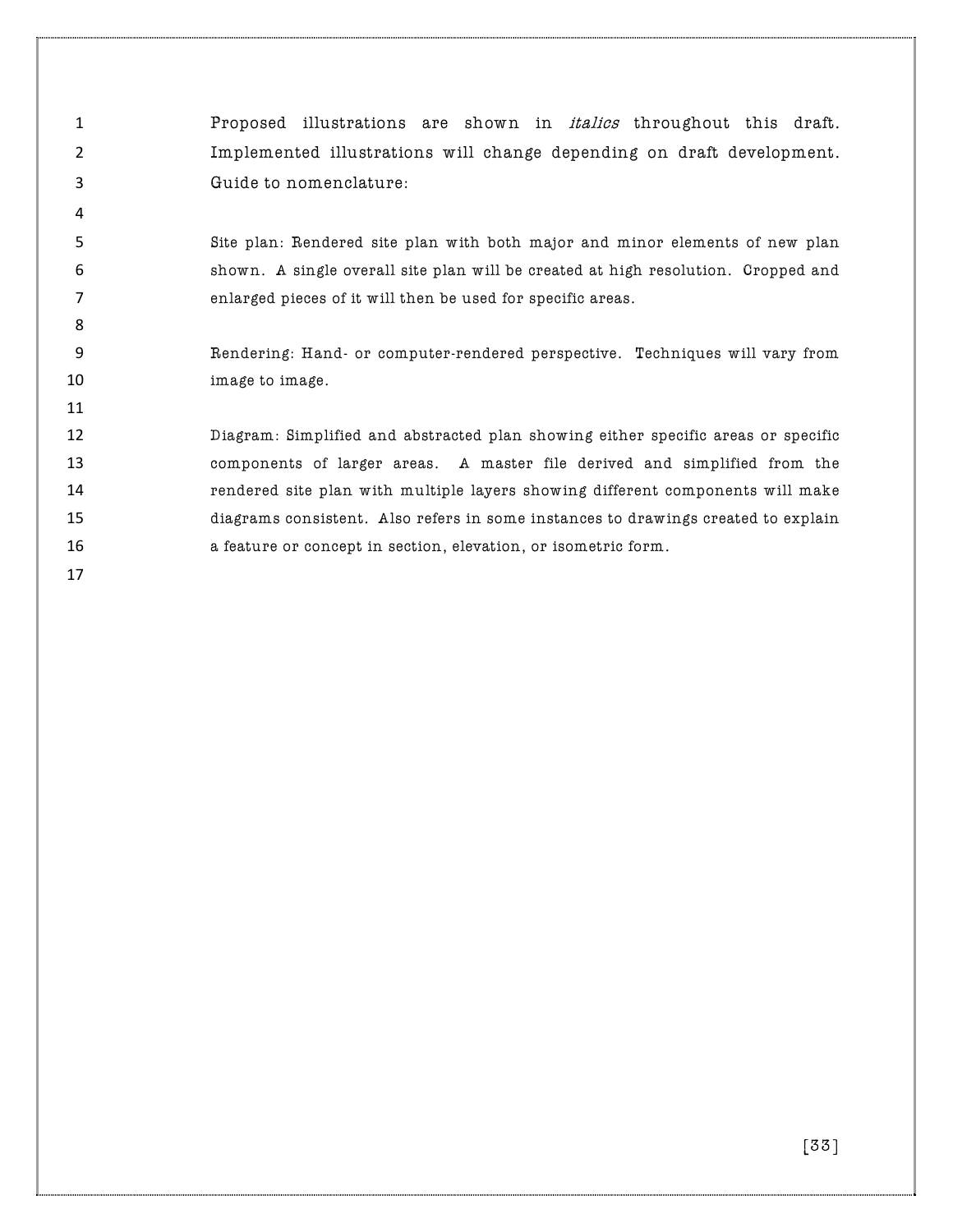Proposed illustrations are shown in *italics* throughout this draft. Implemented illustrations will change depending on draft development. Guide to nomenclature:

Site plan: Rendered site plan with both major and minor elements of new plan shown. A single overall site plan will be created at high resolution. Cropped and enlarged pieces of it will then be used for specific areas.

Rendering: Hand- or computer-rendered perspective. Techniques will vary from image to image.

Diagram: Simplified and abstracted plan showing either specific areas or specific components of larger areas. A master file derived and simplified from the rendered site plan with multiple layers showing different components will make diagrams consistent. Also refers in some instances to drawings created to explain a feature or concept in section, elevation, or isometric form.